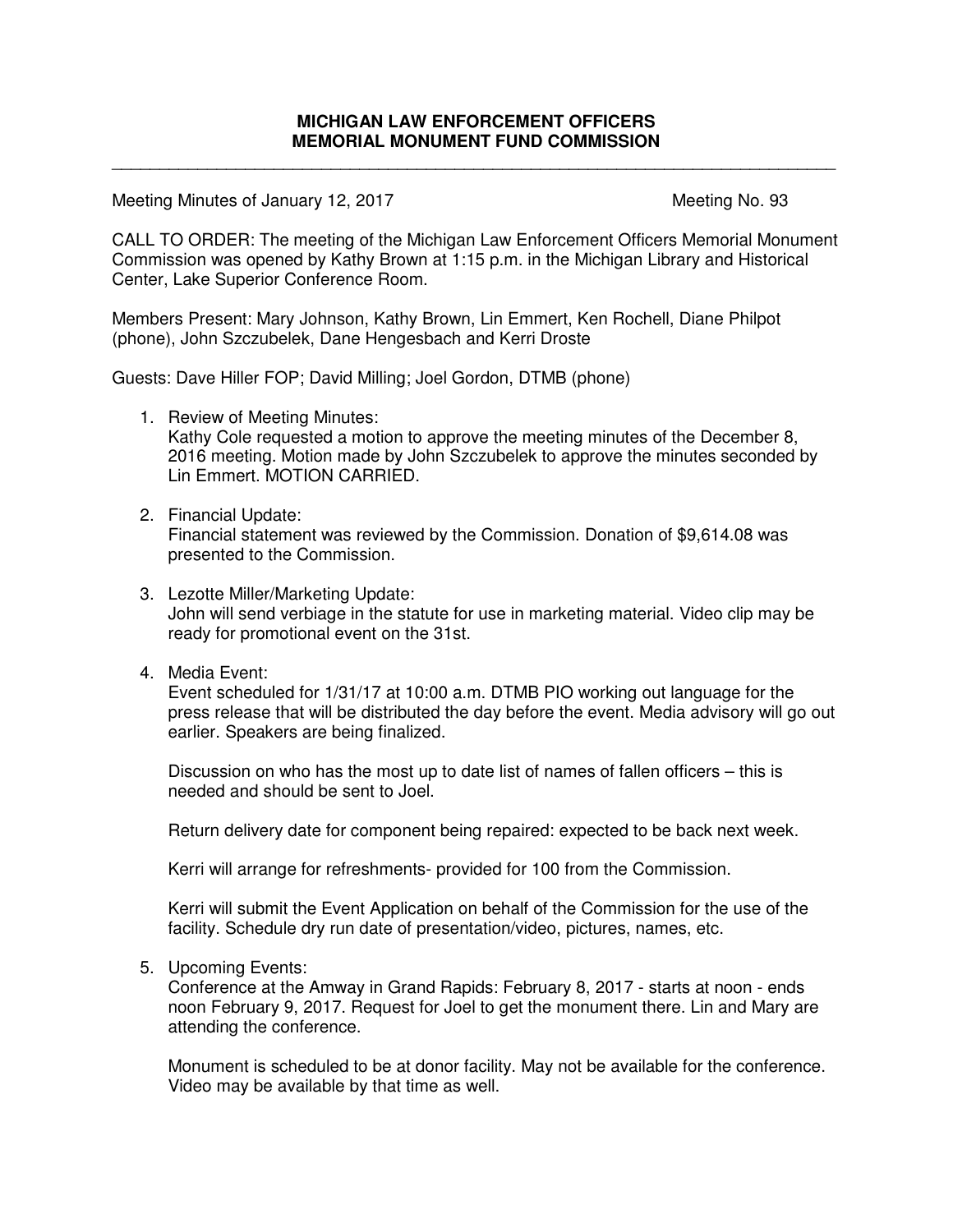# MICHIGAN LAW ENFORCEMENT OFFICERS MEMORIAL MONUMENT FUND COMMISSION

Meeting Minutes of January 12, 2017 Meeting No. 93

CALL TO ORDER: The meeting of the Michigan Law Enforcement Officers Memorial Monument Commission was opened by Kathy Brown at 1:15 p.m. in the Michigan Library and Historical Center, Lake Superior Conference Room.

Members Present: Mary Johnson, Kathy Brown, Lin Emmert, Ken Rochell, Diane Philpot (phone), John Szczubelek, Dane Hengesbach and Kerri Droste

Guests: Dave Hiller FOP; David Milling; Joel Gordon, DTMB (phone)

1. Review of Meeting Minutes:
   Kathy Cole requested a motion to approve the meeting minutes of the December 8, 2016 meeting. Motion made by John Szczubelek to approve the minutes seconded by Lin Emmert. MOTION CARRIED.

2. Financial Update:
   Financial statement was reviewed by the Commission. Donation of $9,614.08 was presented to the Commission.

3. Lezotte Miller/Marketing Update:
   John will send verbiage in the statute for use in marketing material. Video clip may be ready for promotional event on the 31st.

4. Media Event:
   Event scheduled for 1/31/17 at 10:00 a.m. DTMB PIO working out language for the press release that will be distributed the day before the event. Media advisory will go out earlier. Speakers are being finalized.

   Discussion on who has the most up to date list of names of fallen officers – this is needed and should be sent to Joel.

   Return delivery date for component being repaired: expected to be back next week.

   Kerri will arrange for refreshments- provided for 100 from the Commission.

   Kerri will submit the Event Application on behalf of the Commission for the use of the facility. Schedule dry run date of presentation/video, pictures, names, etc.

5. Upcoming Events:
   Conference at the Amway in Grand Rapids: February 8, 2017 - starts at noon - ends noon February 9, 2017. Request for Joel to get the monument there. Lin and Mary are attending the conference.

   Monument is scheduled to be at donor facility. May not be available for the conference. Video may be available by that time as well.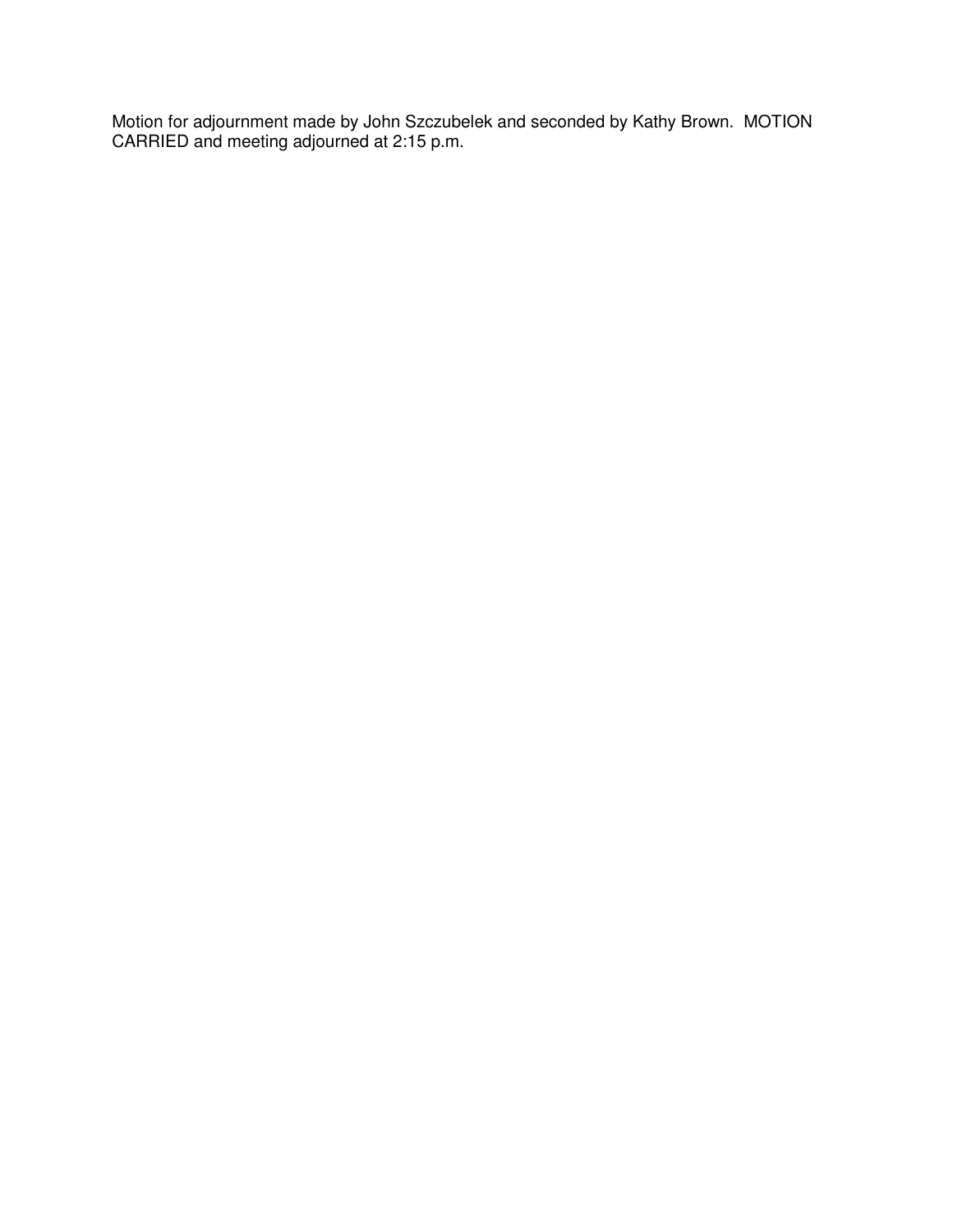Motion for adjournment made by John Szczubelek and seconded by Kathy Brown. MOTION CARRIED and meeting adjourned at 2:15 p.m.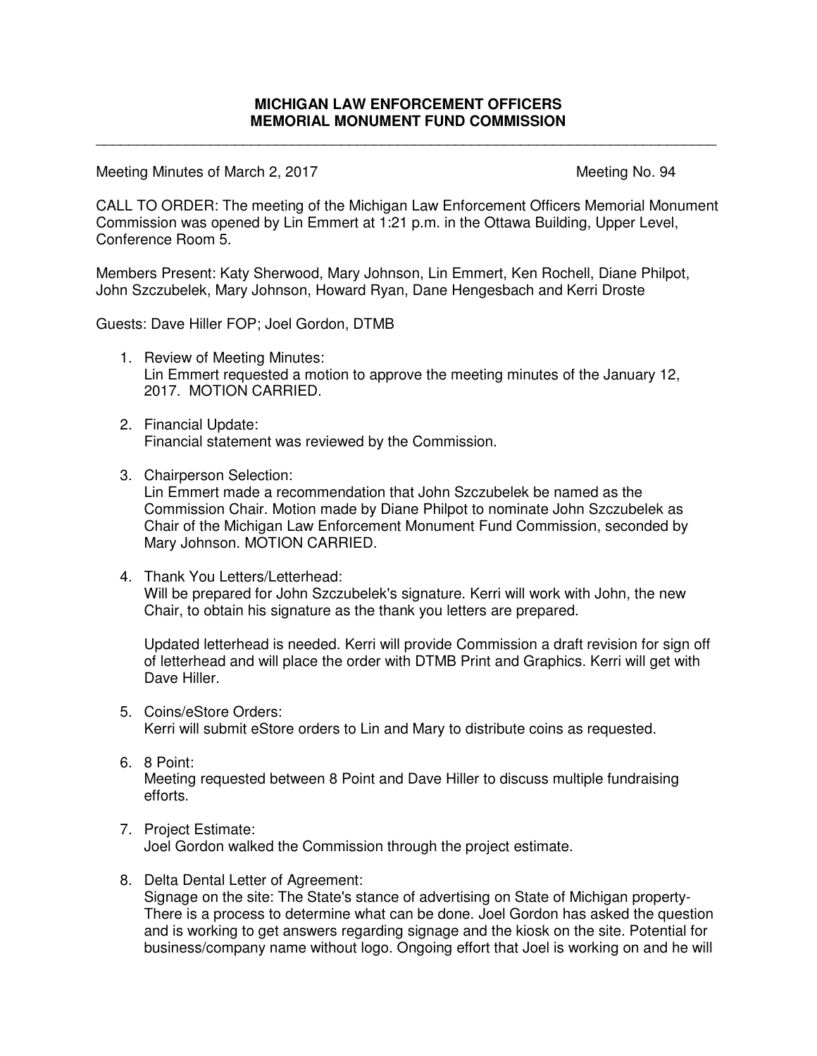**MICHIGAN LAW ENFORCEMENT OFFICERS**
**MEMORIAL MONUMENT FUND COMMISSION**

---

Meeting Minutes of March 2, 2017 Meeting No. 94

CALL TO ORDER: The meeting of the Michigan Law Enforcement Officers Memorial Monument Commission was opened by Lin Emmert at 1:21 p.m. in the Ottawa Building, Upper Level, Conference Room 5.

Members Present: Katy Sherwood, Mary Johnson, Lin Emmert, Ken Rochell, Diane Philpot, John Szczubelek, Mary Johnson, Howard Ryan, Dane Hengesbach and Kerri Droste

Guests: Dave Hiller FOP; Joel Gordon, DTMB

1. Review of Meeting Minutes:
   Lin Emmert requested a motion to approve the meeting minutes of the January 12, 2017. MOTION CARRIED.

2. Financial Update:
   Financial statement was reviewed by the Commission.

3. Chairperson Selection:
   Lin Emmert made a recommendation that John Szczubelek be named as the Commission Chair. Motion made by Diane Philpot to nominate John Szczubelek as Chair of the Michigan Law Enforcement Monument Fund Commission, seconded by Mary Johnson. MOTION CARRIED.

4. Thank You Letters/Letterhead:
   Will be prepared for John Szczubelek's signature. Kerri will work with John, the new Chair, to obtain his signature as the thank you letters are prepared.

   Updated letterhead is needed. Kerri will provide Commission a draft revision for sign off of letterhead and will place the order with DTMB Print and Graphics. Kerri will get with Dave Hiller.

5. Coins/eStore Orders:
   Kerri will submit eStore orders to Lin and Mary to distribute coins as requested.

6. 8 Point:
   Meeting requested between 8 Point and Dave Hiller to discuss multiple fundraising efforts.

7. Project Estimate:
   Joel Gordon walked the Commission through the project estimate.

8. Delta Dental Letter of Agreement:
   Signage on the site: The State's stance of advertising on State of Michigan property- There is a process to determine what can be done. Joel Gordon has asked the question and is working to get answers regarding signage and the kiosk on the site. Potential for business/company name without logo. Ongoing effort that Joel is working on and he will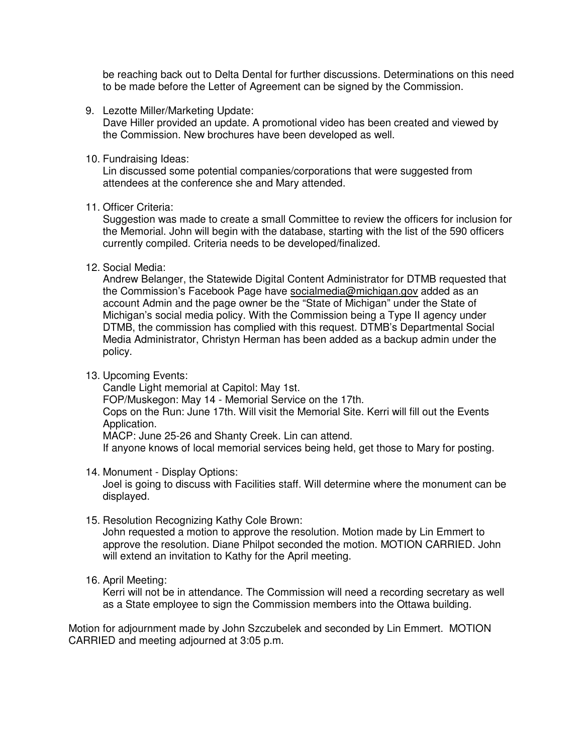be reaching back out to Delta Dental for further discussions. Determinations on this need to be made before the Letter of Agreement can be signed by the Commission.

9. Lezotte Miller/Marketing Update:
   Dave Hiller provided an update. A promotional video has been created and viewed by the Commission. New brochures have been developed as well.

10. Fundraising Ideas:
    Lin discussed some potential companies/corporations that were suggested from attendees at the conference she and Mary attended.

11. Officer Criteria:
    Suggestion was made to create a small Committee to review the officers for inclusion for the Memorial. John will begin with the database, starting with the list of the 590 officers currently compiled. Criteria needs to be developed/finalized.

12. Social Media:
    Andrew Belanger, the Statewide Digital Content Administrator for DTMB requested that the Commission's Facebook Page have socialmedia@michigan.gov added as an account Admin and the page owner be the "State of Michigan" under the State of Michigan's social media policy. With the Commission being a Type II agency under DTMB, the commission has complied with this request. DTMB's Departmental Social Media Administrator, Christyn Herman has been added as a backup admin under the policy.

13. Upcoming Events:
    Candle Light memorial at Capitol: May 1st.
    FOP/Muskegon: May 14 - Memorial Service on the 17th.
    Cops on the Run: June 17th. Will visit the Memorial Site. Kerri will fill out the Events Application.
    MACP: June 25-26 and Shanty Creek. Lin can attend.
    If anyone knows of local memorial services being held, get those to Mary for posting.

14. Monument - Display Options:
    Joel is going to discuss with Facilities staff. Will determine where the monument can be displayed.

15. Resolution Recognizing Kathy Cole Brown:
    John requested a motion to approve the resolution. Motion made by Lin Emmert to approve the resolution. Diane Philpot seconded the motion. MOTION CARRIED. John will extend an invitation to Kathy for the April meeting.

16. April Meeting:
    Kerri will not be in attendance. The Commission will need a recording secretary as well as a State employee to sign the Commission members into the Ottawa building.

Motion for adjournment made by John Szczubelek and seconded by Lin Emmert. MOTION CARRIED and meeting adjourned at 3:05 p.m.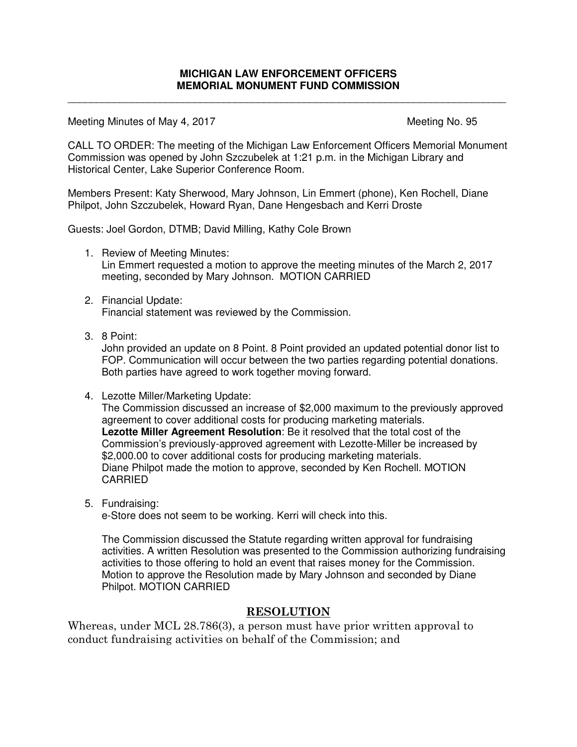**MICHIGAN LAW ENFORCEMENT OFFICERS**
**MEMORIAL MONUMENT FUND COMMISSION**

---

Meeting Minutes of May 4, 2017 Meeting No. 95

CALL TO ORDER: The meeting of the Michigan Law Enforcement Officers Memorial Monument Commission was opened by John Szczubelek at 1:21 p.m. in the Michigan Library and Historical Center, Lake Superior Conference Room.

Members Present: Katy Sherwood, Mary Johnson, Lin Emmert (phone), Ken Rochell, Diane Philpot, John Szczubelek, Howard Ryan, Dane Hengesbach and Kerri Droste

Guests: Joel Gordon, DTMB; David Milling, Kathy Cole Brown

1. Review of Meeting Minutes:
   Lin Emmert requested a motion to approve the meeting minutes of the March 2, 2017 meeting, seconded by Mary Johnson. MOTION CARRIED

2. Financial Update:
   Financial statement was reviewed by the Commission.

3. 8 Point:
   John provided an update on 8 Point. 8 Point provided an updated potential donor list to FOP. Communication will occur between the two parties regarding potential donations. Both parties have agreed to work together moving forward.

4. Lezotte Miller/Marketing Update:
   The Commission discussed an increase of $2,000 maximum to the previously approved agreement to cover additional costs for producing marketing materials.
   **Lezotte Miller Agreement Resolution**: Be it resolved that the total cost of the Commission's previously-approved agreement with Lezotte-Miller be increased by $2,000.00 to cover additional costs for producing marketing materials.
   Diane Philpot made the motion to approve, seconded by Ken Rochell. MOTION CARRIED

5. Fundraising:
   e-Store does not seem to be working. Kerri will check into this.

   The Commission discussed the Statute regarding written approval for fundraising activities. A written Resolution was presented to the Commission authorizing fundraising activities to those offering to hold an event that raises money for the Commission. Motion to approve the Resolution made by Mary Johnson and seconded by Diane Philpot. MOTION CARRIED

## RESOLUTION

Whereas, under MCL 28.786(3), a person must have prior written approval to conduct fundraising activities on behalf of the Commission; and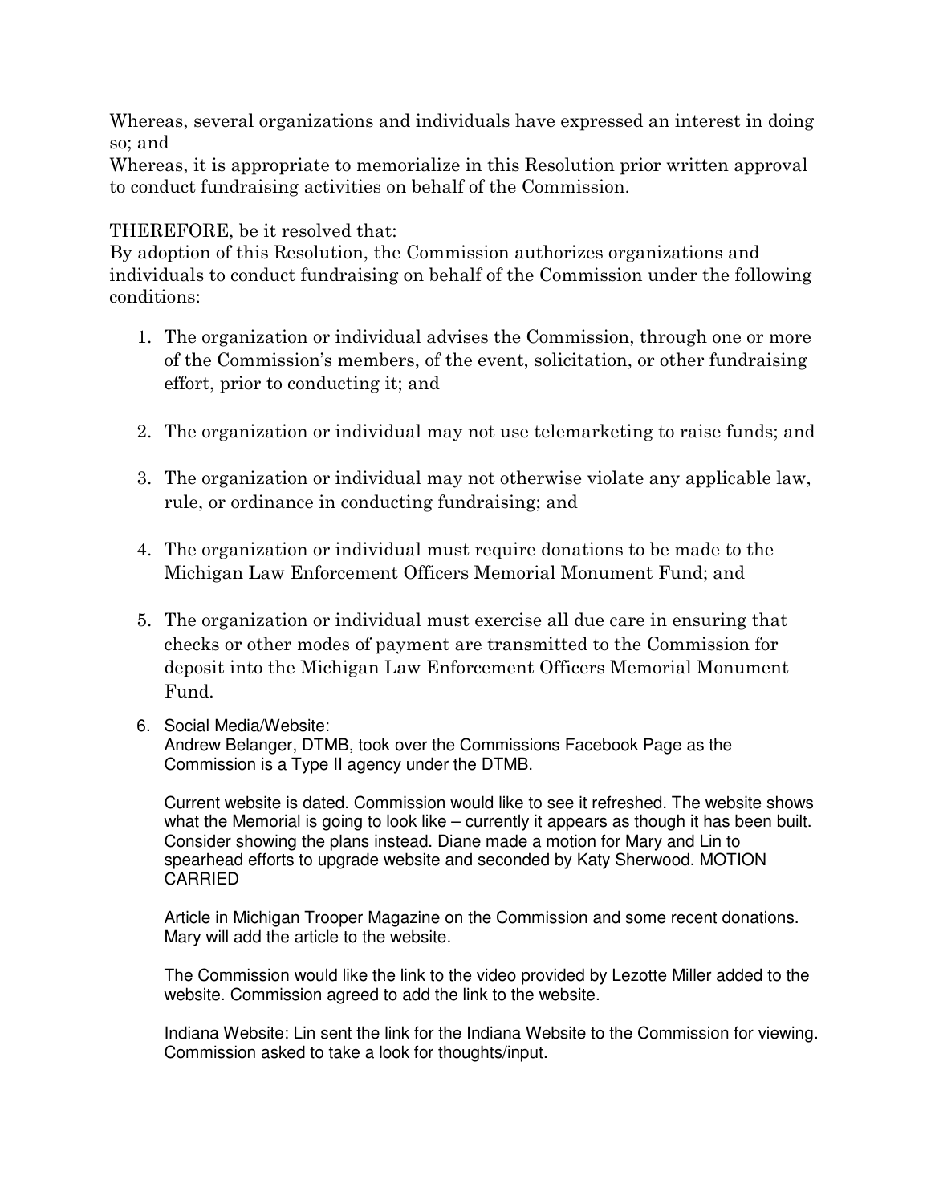Whereas, several organizations and individuals have expressed an interest in doing so; and

Whereas, it is appropriate to memorialize in this Resolution prior written approval to conduct fundraising activities on behalf of the Commission.

THEREFORE, be it resolved that:

By adoption of this Resolution, the Commission authorizes organizations and individuals to conduct fundraising on behalf of the Commission under the following conditions:

1. The organization or individual advises the Commission, through one or more of the Commission's members, of the event, solicitation, or other fundraising effort, prior to conducting it; and

2. The organization or individual may not use telemarketing to raise funds; and

3. The organization or individual may not otherwise violate any applicable law, rule, or ordinance in conducting fundraising; and

4. The organization or individual must require donations to be made to the Michigan Law Enforcement Officers Memorial Monument Fund; and

5. The organization or individual must exercise all due care in ensuring that checks or other modes of payment are transmitted to the Commission for deposit into the Michigan Law Enforcement Officers Memorial Monument Fund.

6. Social Media/Website:
   Andrew Belanger, DTMB, took over the Commissions Facebook Page as the Commission is a Type II agency under the DTMB.

   Current website is dated. Commission would like to see it refreshed. The website shows what the Memorial is going to look like – currently it appears as though it has been built. Consider showing the plans instead. Diane made a motion for Mary and Lin to spearhead efforts to upgrade website and seconded by Katy Sherwood. MOTION CARRIED

   Article in Michigan Trooper Magazine on the Commission and some recent donations. Mary will add the article to the website.

   The Commission would like the link to the video provided by Lezotte Miller added to the website. Commission agreed to add the link to the website.

   Indiana Website: Lin sent the link for the Indiana Website to the Commission for viewing. Commission asked to take a look for thoughts/input.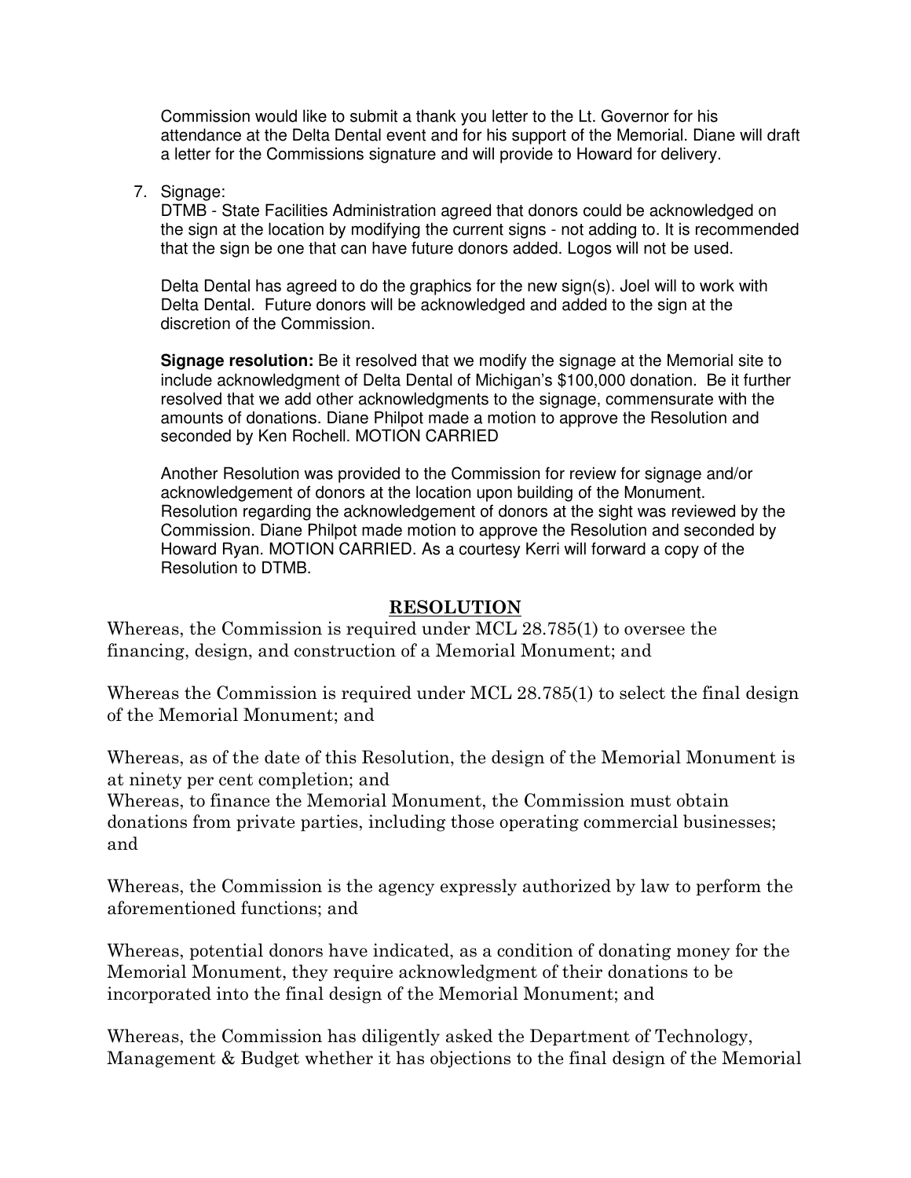Commission would like to submit a thank you letter to the Lt. Governor for his attendance at the Delta Dental event and for his support of the Memorial. Diane will draft a letter for the Commissions signature and will provide to Howard for delivery.

7. Signage:

   DTMB - State Facilities Administration agreed that donors could be acknowledged on the sign at the location by modifying the current signs - not adding to. It is recommended that the sign be one that can have future donors added. Logos will not be used.

   Delta Dental has agreed to do the graphics for the new sign(s). Joel will to work with Delta Dental. Future donors will be acknowledged and added to the sign at the discretion of the Commission.

   **Signage resolution:** Be it resolved that we modify the signage at the Memorial site to include acknowledgment of Delta Dental of Michigan's $100,000 donation. Be it further resolved that we add other acknowledgments to the signage, commensurate with the amounts of donations. Diane Philpot made a motion to approve the Resolution and seconded by Ken Rochell. MOTION CARRIED

   Another Resolution was provided to the Commission for review for signage and/or acknowledgement of donors at the location upon building of the Monument. Resolution regarding the acknowledgement of donors at the sight was reviewed by the Commission. Diane Philpot made motion to approve the Resolution and seconded by Howard Ryan. MOTION CARRIED. As a courtesy Kerri will forward a copy of the Resolution to DTMB.

## RESOLUTION

Whereas, the Commission is required under MCL 28.785(1) to oversee the financing, design, and construction of a Memorial Monument; and

Whereas the Commission is required under MCL 28.785(1) to select the final design of the Memorial Monument; and

Whereas, as of the date of this Resolution, the design of the Memorial Monument is at ninety per cent completion; and

Whereas, to finance the Memorial Monument, the Commission must obtain donations from private parties, including those operating commercial businesses; and

Whereas, the Commission is the agency expressly authorized by law to perform the aforementioned functions; and

Whereas, potential donors have indicated, as a condition of donating money for the Memorial Monument, they require acknowledgment of their donations to be incorporated into the final design of the Memorial Monument; and

Whereas, the Commission has diligently asked the Department of Technology, Management & Budget whether it has objections to the final design of the Memorial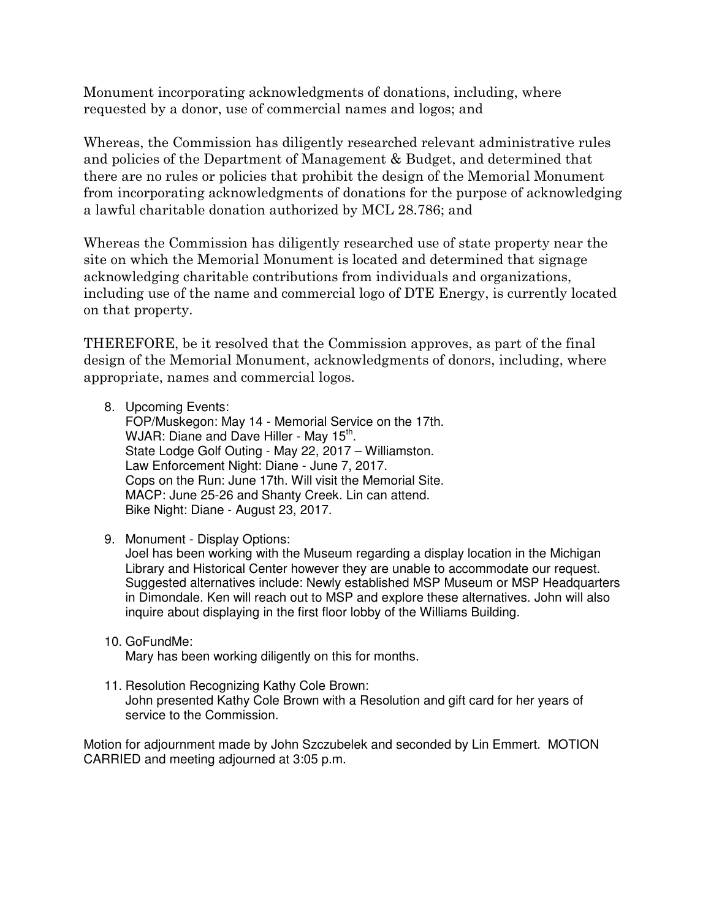Monument incorporating acknowledgments of donations, including, where requested by a donor, use of commercial names and logos; and

Whereas, the Commission has diligently researched relevant administrative rules and policies of the Department of Management & Budget, and determined that there are no rules or policies that prohibit the design of the Memorial Monument from incorporating acknowledgments of donations for the purpose of acknowledging a lawful charitable donation authorized by MCL 28.786; and

Whereas the Commission has diligently researched use of state property near the site on which the Memorial Monument is located and determined that signage acknowledging charitable contributions from individuals and organizations, including use of the name and commercial logo of DTE Energy, is currently located on that property.

THEREFORE, be it resolved that the Commission approves, as part of the final design of the Memorial Monument, acknowledgments of donors, including, where appropriate, names and commercial logos.

8. Upcoming Events:
   FOP/Muskegon: May 14 - Memorial Service on the 17th.
   WJAR: Diane and Dave Hiller - May 15th.
   State Lodge Golf Outing - May 22, 2017 – Williamston.
   Law Enforcement Night: Diane - June 7, 2017.
   Cops on the Run: June 17th. Will visit the Memorial Site.
   MACP: June 25-26 and Shanty Creek. Lin can attend.
   Bike Night: Diane - August 23, 2017.

9. Monument - Display Options:
   Joel has been working with the Museum regarding a display location in the Michigan Library and Historical Center however they are unable to accommodate our request. Suggested alternatives include: Newly established MSP Museum or MSP Headquarters in Dimondale. Ken will reach out to MSP and explore these alternatives. John will also inquire about displaying in the first floor lobby of the Williams Building.

10. GoFundMe:
    Mary has been working diligently on this for months.

11. Resolution Recognizing Kathy Cole Brown:
    John presented Kathy Cole Brown with a Resolution and gift card for her years of service to the Commission.

Motion for adjournment made by John Szczubelek and seconded by Lin Emmert. MOTION CARRIED and meeting adjourned at 3:05 p.m.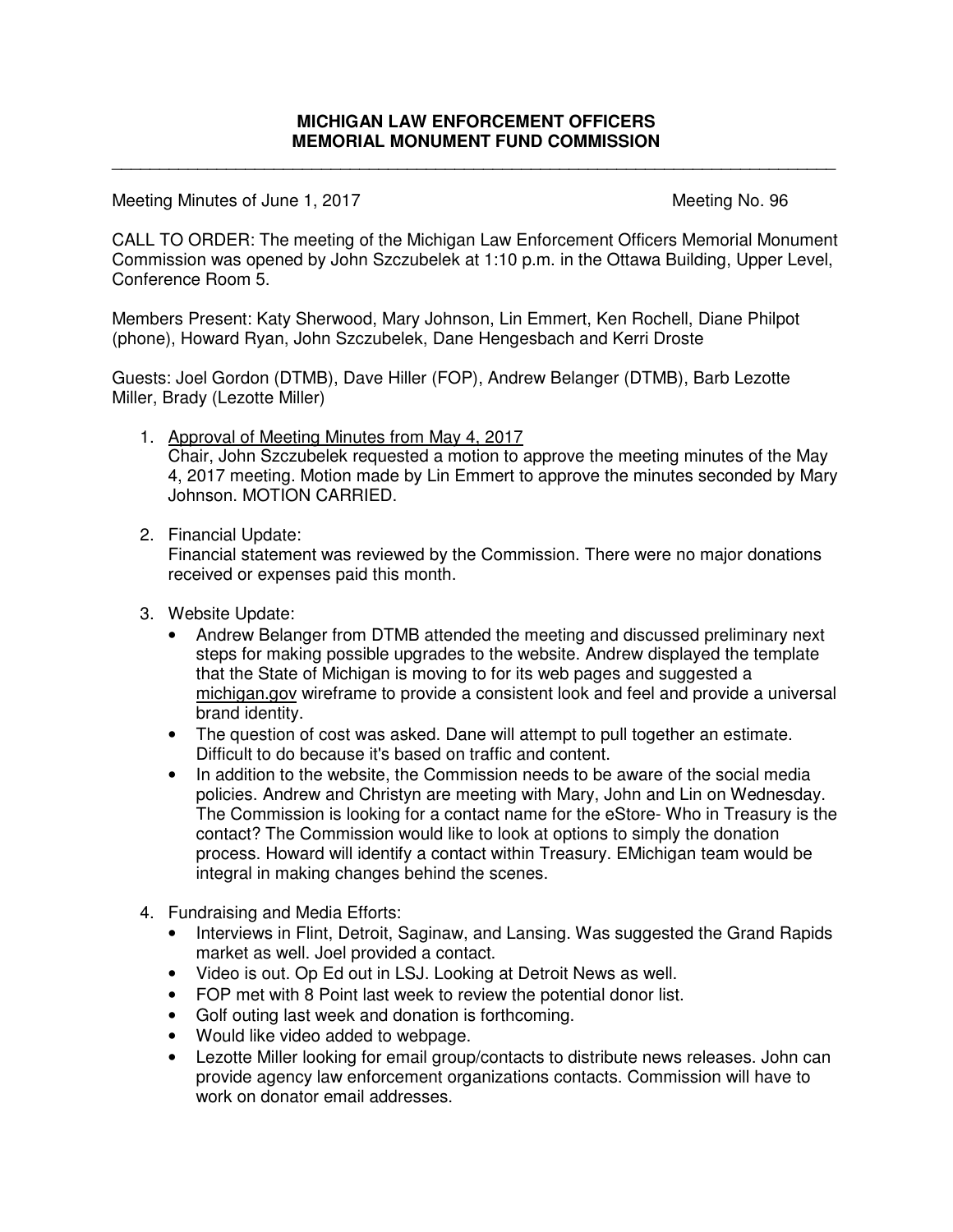**MICHIGAN LAW ENFORCEMENT OFFICERS**
**MEMORIAL MONUMENT FUND COMMISSION**

---

Meeting Minutes of June 1, 2017 Meeting No. 96

CALL TO ORDER: The meeting of the Michigan Law Enforcement Officers Memorial Monument Commission was opened by John Szczubelek at 1:10 p.m. in the Ottawa Building, Upper Level, Conference Room 5.

Members Present: Katy Sherwood, Mary Johnson, Lin Emmert, Ken Rochell, Diane Philpot (phone), Howard Ryan, John Szczubelek, Dane Hengesbach and Kerri Droste

Guests: Joel Gordon (DTMB), Dave Hiller (FOP), Andrew Belanger (DTMB), Barb Lezotte Miller, Brady (Lezotte Miller)

1. Approval of Meeting Minutes from May 4, 2017
   Chair, John Szczubelek requested a motion to approve the meeting minutes of the May 4, 2017 meeting. Motion made by Lin Emmert to approve the minutes seconded by Mary Johnson. MOTION CARRIED.

2. Financial Update:
   Financial statement was reviewed by the Commission. There were no major donations received or expenses paid this month.

3. Website Update:
   - Andrew Belanger from DTMB attended the meeting and discussed preliminary next steps for making possible upgrades to the website. Andrew displayed the template that the State of Michigan is moving to for its web pages and suggested a michigan.gov wireframe to provide a consistent look and feel and provide a universal brand identity.
   - The question of cost was asked. Dane will attempt to pull together an estimate. Difficult to do because it's based on traffic and content.
   - In addition to the website, the Commission needs to be aware of the social media policies. Andrew and Christyn are meeting with Mary, John and Lin on Wednesday. The Commission is looking for a contact name for the eStore- Who in Treasury is the contact? The Commission would like to look at options to simply the donation process. Howard will identify a contact within Treasury. EMichigan team would be integral in making changes behind the scenes.

4. Fundraising and Media Efforts:
   - Interviews in Flint, Detroit, Saginaw, and Lansing. Was suggested the Grand Rapids market as well. Joel provided a contact.
   - Video is out. Op Ed out in LSJ. Looking at Detroit News as well.
   - FOP met with 8 Point last week to review the potential donor list.
   - Golf outing last week and donation is forthcoming.
   - Would like video added to webpage.
   - Lezotte Miller looking for email group/contacts to distribute news releases. John can provide agency law enforcement organizations contacts. Commission will have to work on donator email addresses.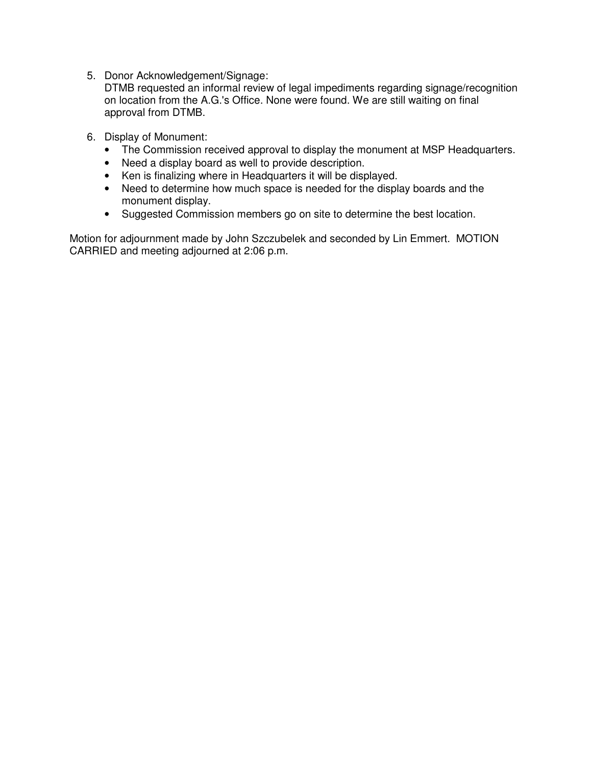5. Donor Acknowledgement/Signage:
   DTMB requested an informal review of legal impediments regarding signage/recognition on location from the A.G.'s Office. None were found. We are still waiting on final approval from DTMB.

6. Display of Monument:
   - The Commission received approval to display the monument at MSP Headquarters.
   - Need a display board as well to provide description.
   - Ken is finalizing where in Headquarters it will be displayed.
   - Need to determine how much space is needed for the display boards and the monument display.
   - Suggested Commission members go on site to determine the best location.

Motion for adjournment made by John Szczubelek and seconded by Lin Emmert. MOTION CARRIED and meeting adjourned at 2:06 p.m.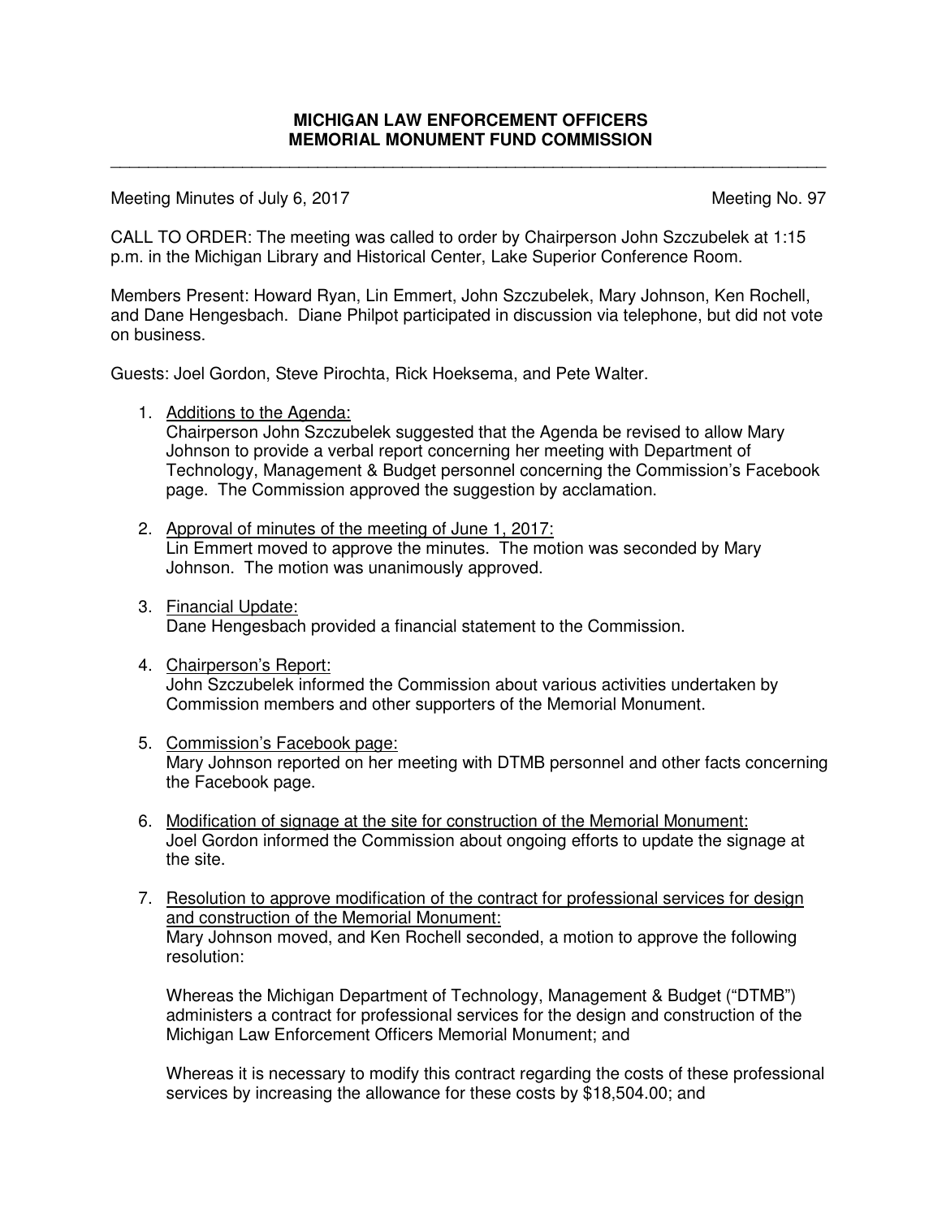**MICHIGAN LAW ENFORCEMENT OFFICERS**
**MEMORIAL MONUMENT FUND COMMISSION**

---

Meeting Minutes of July 6, 2017 Meeting No. 97

CALL TO ORDER: The meeting was called to order by Chairperson John Szczubelek at 1:15 p.m. in the Michigan Library and Historical Center, Lake Superior Conference Room.

Members Present: Howard Ryan, Lin Emmert, John Szczubelek, Mary Johnson, Ken Rochell, and Dane Hengesbach. Diane Philpot participated in discussion via telephone, but did not vote on business.

Guests: Joel Gordon, Steve Pirochta, Rick Hoeksema, and Pete Walter.

1. Additions to the Agenda:
   Chairperson John Szczubelek suggested that the Agenda be revised to allow Mary Johnson to provide a verbal report concerning her meeting with Department of Technology, Management & Budget personnel concerning the Commission's Facebook page. The Commission approved the suggestion by acclamation.

2. Approval of minutes of the meeting of June 1, 2017:
   Lin Emmert moved to approve the minutes. The motion was seconded by Mary Johnson. The motion was unanimously approved.

3. Financial Update:
   Dane Hengesbach provided a financial statement to the Commission.

4. Chairperson's Report:
   John Szczubelek informed the Commission about various activities undertaken by Commission members and other supporters of the Memorial Monument.

5. Commission's Facebook page:
   Mary Johnson reported on her meeting with DTMB personnel and other facts concerning the Facebook page.

6. Modification of signage at the site for construction of the Memorial Monument:
   Joel Gordon informed the Commission about ongoing efforts to update the signage at the site.

7. Resolution to approve modification of the contract for professional services for design and construction of the Memorial Monument:
   Mary Johnson moved, and Ken Rochell seconded, a motion to approve the following resolution:

   Whereas the Michigan Department of Technology, Management & Budget ("DTMB") administers a contract for professional services for the design and construction of the Michigan Law Enforcement Officers Memorial Monument; and

   Whereas it is necessary to modify this contract regarding the costs of these professional services by increasing the allowance for these costs by $18,504.00; and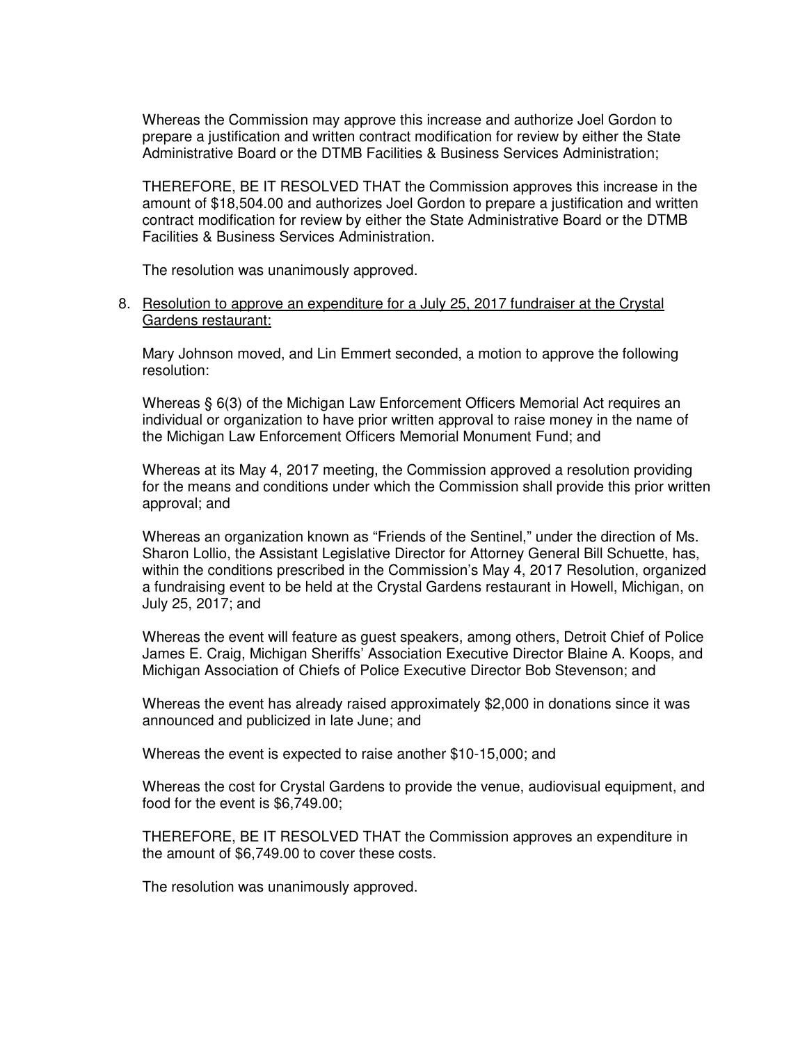Whereas the Commission may approve this increase and authorize Joel Gordon to prepare a justification and written contract modification for review by either the State Administrative Board or the DTMB Facilities & Business Services Administration;

THEREFORE, BE IT RESOLVED THAT the Commission approves this increase in the amount of $18,504.00 and authorizes Joel Gordon to prepare a justification and written contract modification for review by either the State Administrative Board or the DTMB Facilities & Business Services Administration.

The resolution was unanimously approved.

8. <u>Resolution to approve an expenditure for a July 25, 2017 fundraiser at the Crystal Gardens restaurant:</u>

   Mary Johnson moved, and Lin Emmert seconded, a motion to approve the following resolution:

   Whereas § 6(3) of the Michigan Law Enforcement Officers Memorial Act requires an individual or organization to have prior written approval to raise money in the name of the Michigan Law Enforcement Officers Memorial Monument Fund; and

   Whereas at its May 4, 2017 meeting, the Commission approved a resolution providing for the means and conditions under which the Commission shall provide this prior written approval; and

   Whereas an organization known as "Friends of the Sentinel," under the direction of Ms. Sharon Lollio, the Assistant Legislative Director for Attorney General Bill Schuette, has, within the conditions prescribed in the Commission's May 4, 2017 Resolution, organized a fundraising event to be held at the Crystal Gardens restaurant in Howell, Michigan, on July 25, 2017; and

   Whereas the event will feature as guest speakers, among others, Detroit Chief of Police James E. Craig, Michigan Sheriffs' Association Executive Director Blaine A. Koops, and Michigan Association of Chiefs of Police Executive Director Bob Stevenson; and

   Whereas the event has already raised approximately $2,000 in donations since it was announced and publicized in late June; and

   Whereas the event is expected to raise another $10-15,000; and

   Whereas the cost for Crystal Gardens to provide the venue, audiovisual equipment, and food for the event is $6,749.00;

   THEREFORE, BE IT RESOLVED THAT the Commission approves an expenditure in the amount of $6,749.00 to cover these costs.

   The resolution was unanimously approved.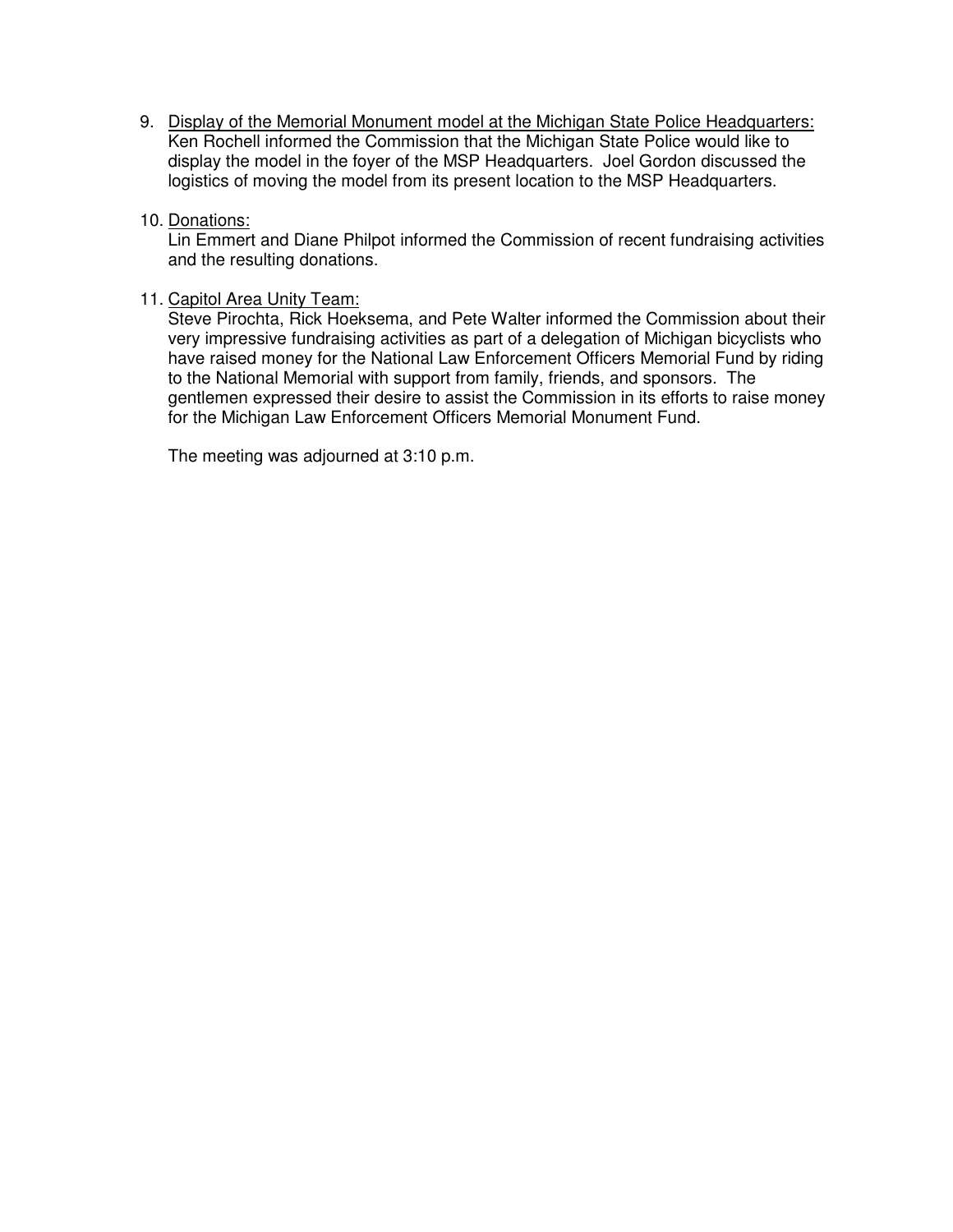9. Display of the Memorial Monument model at the Michigan State Police Headquarters: Ken Rochell informed the Commission that the Michigan State Police would like to display the model in the foyer of the MSP Headquarters. Joel Gordon discussed the logistics of moving the model from its present location to the MSP Headquarters.

10. Donations:
    Lin Emmert and Diane Philpot informed the Commission of recent fundraising activities and the resulting donations.

11. Capitol Area Unity Team:
    Steve Pirochta, Rick Hoeksema, and Pete Walter informed the Commission about their very impressive fundraising activities as part of a delegation of Michigan bicyclists who have raised money for the National Law Enforcement Officers Memorial Fund by riding to the National Memorial with support from family, friends, and sponsors. The gentlemen expressed their desire to assist the Commission in its efforts to raise money for the Michigan Law Enforcement Officers Memorial Monument Fund.

    The meeting was adjourned at 3:10 p.m.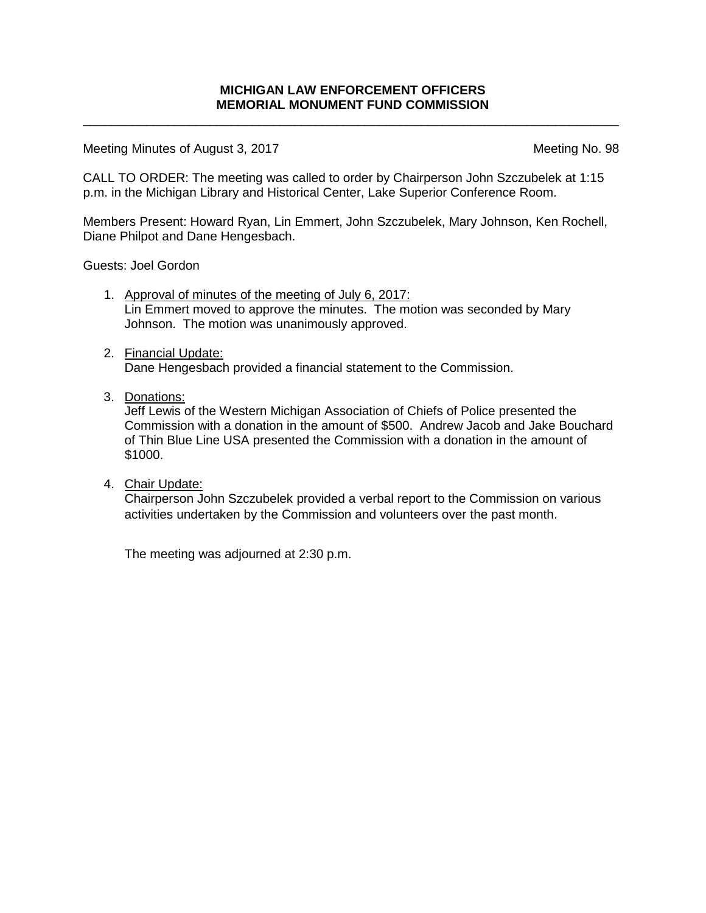**MICHIGAN LAW ENFORCEMENT OFFICERS**
**MEMORIAL MONUMENT FUND COMMISSION**

---

Meeting Minutes of August 3, 2017 Meeting No. 98

CALL TO ORDER: The meeting was called to order by Chairperson John Szczubelek at 1:15 p.m. in the Michigan Library and Historical Center, Lake Superior Conference Room.

Members Present: Howard Ryan, Lin Emmert, John Szczubelek, Mary Johnson, Ken Rochell, Diane Philpot and Dane Hengesbach.

Guests: Joel Gordon

1. <u>Approval of minutes of the meeting of July 6, 2017:</u>
   Lin Emmert moved to approve the minutes. The motion was seconded by Mary Johnson. The motion was unanimously approved.

2. <u>Financial Update:</u>
   Dane Hengesbach provided a financial statement to the Commission.

3. <u>Donations:</u>
   Jeff Lewis of the Western Michigan Association of Chiefs of Police presented the Commission with a donation in the amount of $500. Andrew Jacob and Jake Bouchard of Thin Blue Line USA presented the Commission with a donation in the amount of $1000.

4. <u>Chair Update:</u>
   Chairperson John Szczubelek provided a verbal report to the Commission on various activities undertaken by the Commission and volunteers over the past month.

   The meeting was adjourned at 2:30 p.m.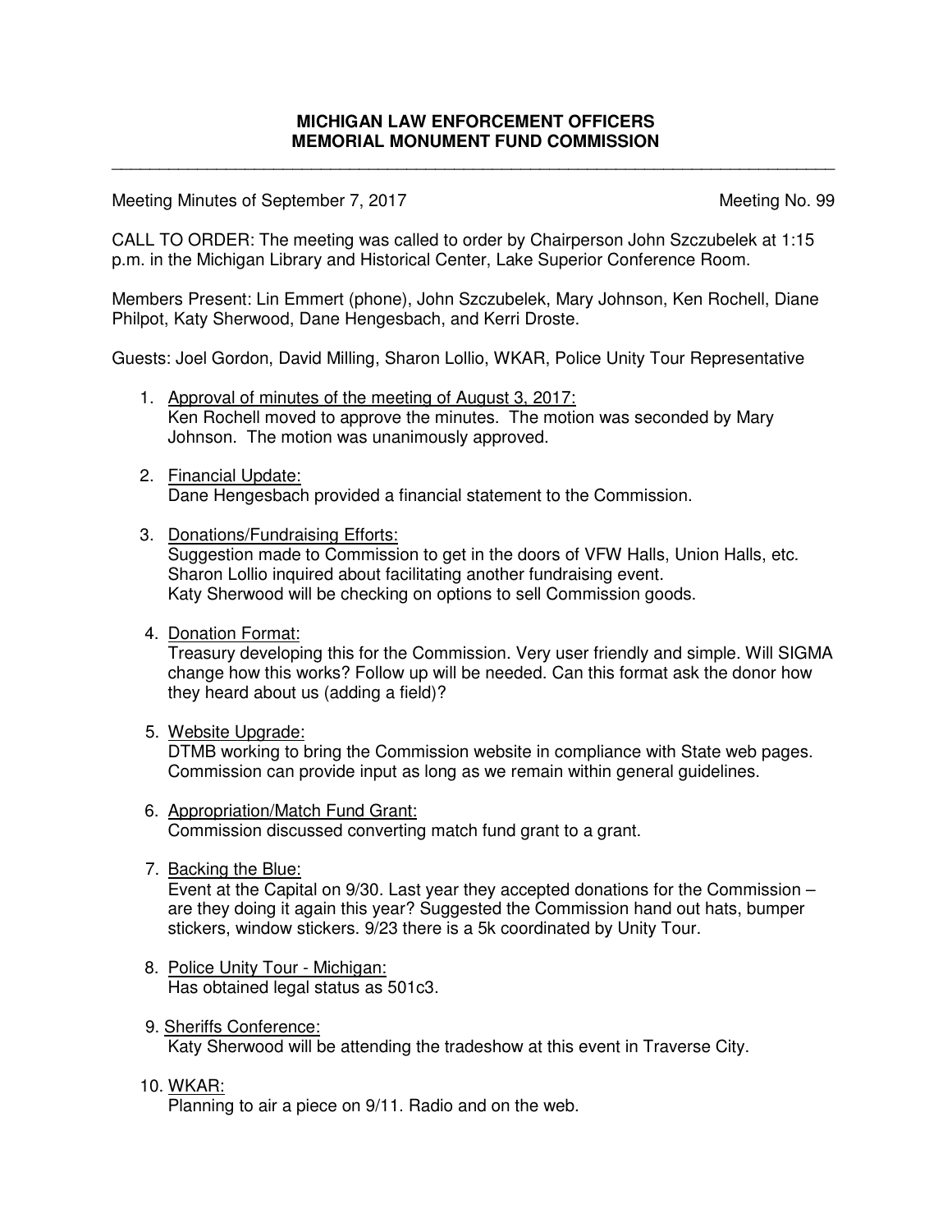# MICHIGAN LAW ENFORCEMENT OFFICERS MEMORIAL MONUMENT FUND COMMISSION

---

Meeting Minutes of September 7, 2017 — Meeting No. 99

CALL TO ORDER: The meeting was called to order by Chairperson John Szczubelek at 1:15 p.m. in the Michigan Library and Historical Center, Lake Superior Conference Room.

Members Present: Lin Emmert (phone), John Szczubelek, Mary Johnson, Ken Rochell, Diane Philpot, Katy Sherwood, Dane Hengesbach, and Kerri Droste.

Guests: Joel Gordon, David Milling, Sharon Lollio, WKAR, Police Unity Tour Representative

1. <u>Approval of minutes of the meeting of August 3, 2017:</u>
   Ken Rochell moved to approve the minutes. The motion was seconded by Mary Johnson. The motion was unanimously approved.

2. <u>Financial Update:</u>
   Dane Hengesbach provided a financial statement to the Commission.

3. <u>Donations/Fundraising Efforts:</u>
   Suggestion made to Commission to get in the doors of VFW Halls, Union Halls, etc.
   Sharon Lollio inquired about facilitating another fundraising event.
   Katy Sherwood will be checking on options to sell Commission goods.

4. <u>Donation Format:</u>
   Treasury developing this for the Commission. Very user friendly and simple. Will SIGMA change how this works? Follow up will be needed. Can this format ask the donor how they heard about us (adding a field)?

5. <u>Website Upgrade:</u>
   DTMB working to bring the Commission website in compliance with State web pages. Commission can provide input as long as we remain within general guidelines.

6. <u>Appropriation/Match Fund Grant:</u>
   Commission discussed converting match fund grant to a grant.

7. <u>Backing the Blue:</u>
   Event at the Capital on 9/30. Last year they accepted donations for the Commission – are they doing it again this year? Suggested the Commission hand out hats, bumper stickers, window stickers. 9/23 there is a 5k coordinated by Unity Tour.

8. <u>Police Unity Tour - Michigan:</u>
   Has obtained legal status as 501c3.

9. <u>Sheriffs Conference:</u>
   Katy Sherwood will be attending the tradeshow at this event in Traverse City.

10. <u>WKAR:</u>
    Planning to air a piece on 9/11. Radio and on the web.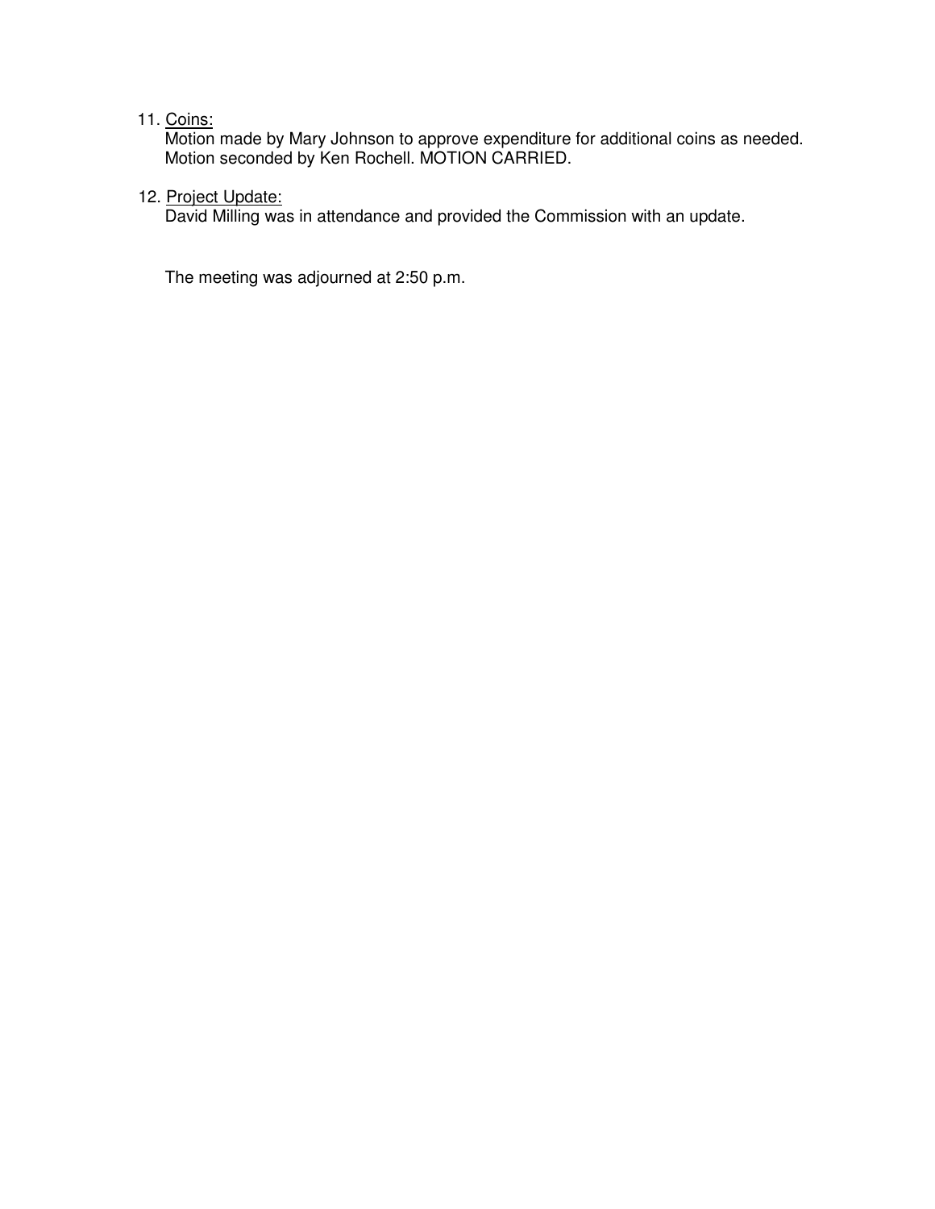11. <u>Coins:</u>
    Motion made by Mary Johnson to approve expenditure for additional coins as needed. Motion seconded by Ken Rochell. MOTION CARRIED.

12. <u>Project Update:</u>
    David Milling was in attendance and provided the Commission with an update.

The meeting was adjourned at 2:50 p.m.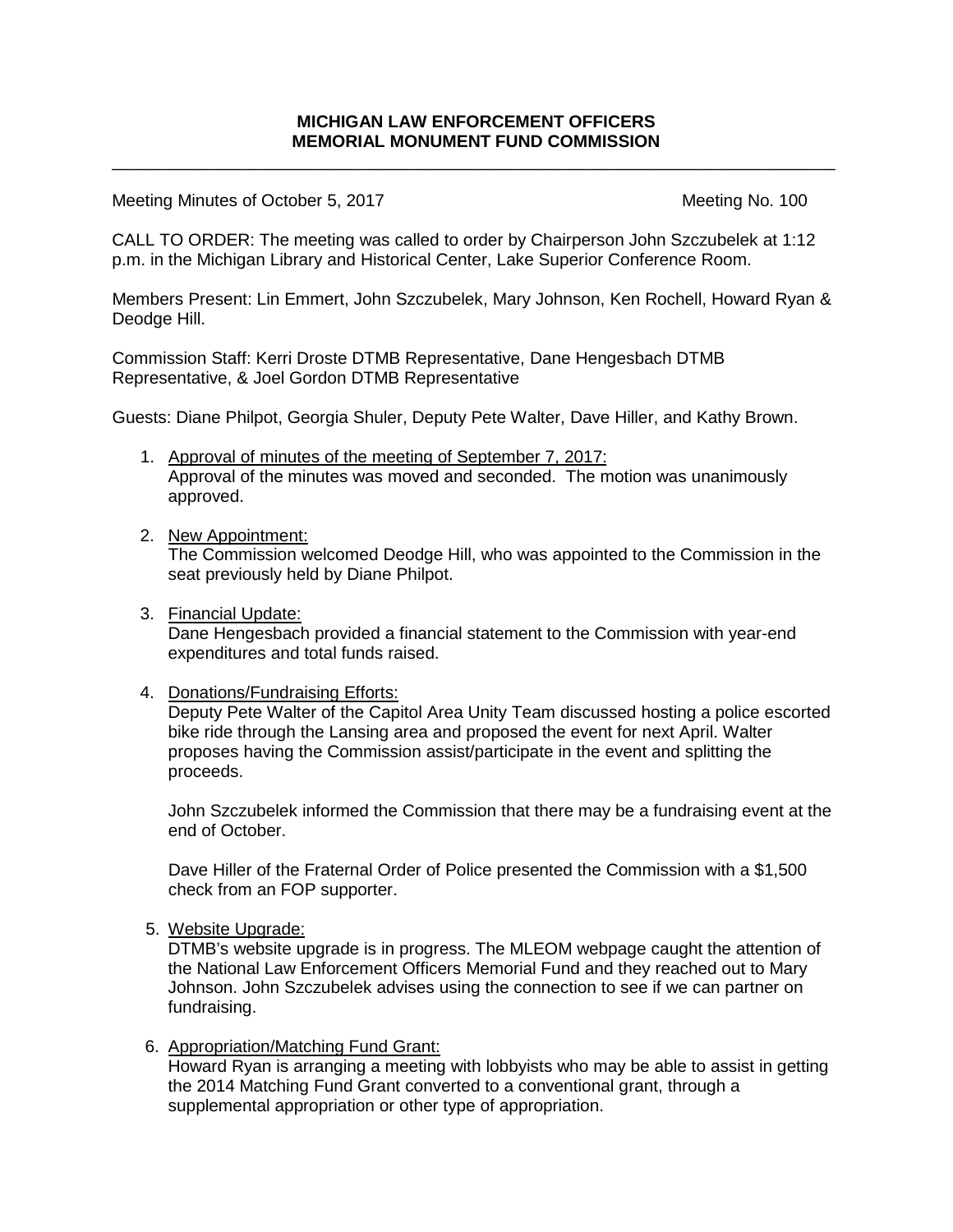**MICHIGAN LAW ENFORCEMENT OFFICERS**
**MEMORIAL MONUMENT FUND COMMISSION**

---

Meeting Minutes of October 5, 2017 Meeting No. 100

CALL TO ORDER: The meeting was called to order by Chairperson John Szczubelek at 1:12 p.m. in the Michigan Library and Historical Center, Lake Superior Conference Room.

Members Present: Lin Emmert, John Szczubelek, Mary Johnson, Ken Rochell, Howard Ryan & Deodge Hill.

Commission Staff: Kerri Droste DTMB Representative, Dane Hengesbach DTMB Representative, & Joel Gordon DTMB Representative

Guests: Diane Philpot, Georgia Shuler, Deputy Pete Walter, Dave Hiller, and Kathy Brown.

1. Approval of minutes of the meeting of September 7, 2017:
   Approval of the minutes was moved and seconded. The motion was unanimously approved.

2. New Appointment:
   The Commission welcomed Deodge Hill, who was appointed to the Commission in the seat previously held by Diane Philpot.

3. Financial Update:
   Dane Hengesbach provided a financial statement to the Commission with year-end expenditures and total funds raised.

4. Donations/Fundraising Efforts:
   Deputy Pete Walter of the Capitol Area Unity Team discussed hosting a police escorted bike ride through the Lansing area and proposed the event for next April. Walter proposes having the Commission assist/participate in the event and splitting the proceeds.

   John Szczubelek informed the Commission that there may be a fundraising event at the end of October.

   Dave Hiller of the Fraternal Order of Police presented the Commission with a $1,500 check from an FOP supporter.

5. Website Upgrade:
   DTMB's website upgrade is in progress. The MLEOM webpage caught the attention of the National Law Enforcement Officers Memorial Fund and they reached out to Mary Johnson. John Szczubelek advises using the connection to see if we can partner on fundraising.

6. Appropriation/Matching Fund Grant:
   Howard Ryan is arranging a meeting with lobbyists who may be able to assist in getting the 2014 Matching Fund Grant converted to a conventional grant, through a supplemental appropriation or other type of appropriation.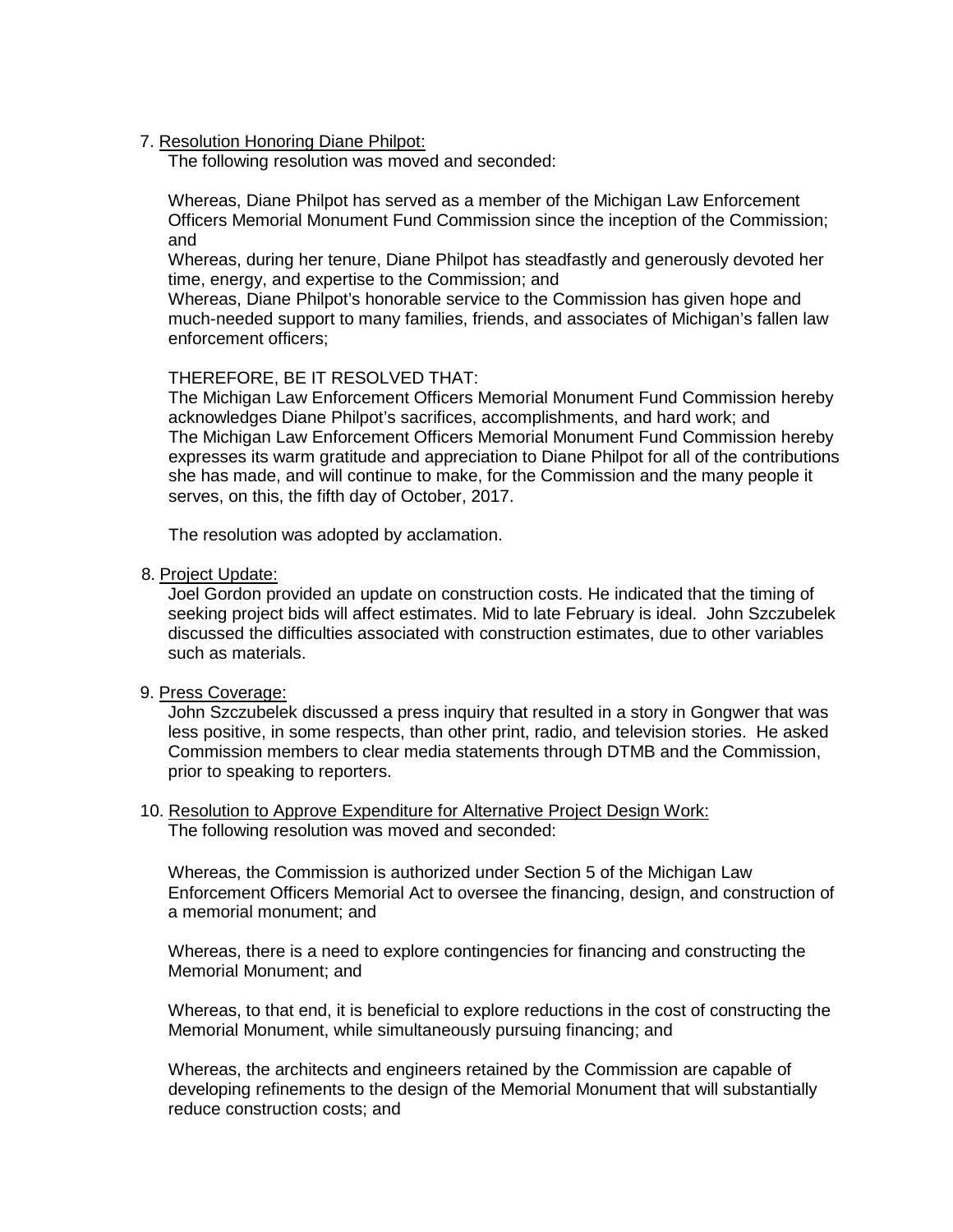7. Resolution Honoring Diane Philpot:

The following resolution was moved and seconded:

Whereas, Diane Philpot has served as a member of the Michigan Law Enforcement Officers Memorial Monument Fund Commission since the inception of the Commission; and

Whereas, during her tenure, Diane Philpot has steadfastly and generously devoted her time, energy, and expertise to the Commission; and

Whereas, Diane Philpot's honorable service to the Commission has given hope and much-needed support to many families, friends, and associates of Michigan's fallen law enforcement officers;

THEREFORE, BE IT RESOLVED THAT:

The Michigan Law Enforcement Officers Memorial Monument Fund Commission hereby acknowledges Diane Philpot's sacrifices, accomplishments, and hard work; and

The Michigan Law Enforcement Officers Memorial Monument Fund Commission hereby expresses its warm gratitude and appreciation to Diane Philpot for all of the contributions she has made, and will continue to make, for the Commission and the many people it serves, on this, the fifth day of October, 2017.

The resolution was adopted by acclamation.

8. Project Update:

Joel Gordon provided an update on construction costs. He indicated that the timing of seeking project bids will affect estimates. Mid to late February is ideal. John Szczubelek discussed the difficulties associated with construction estimates, due to other variables such as materials.

9. Press Coverage:

John Szczubelek discussed a press inquiry that resulted in a story in Gongwer that was less positive, in some respects, than other print, radio, and television stories. He asked Commission members to clear media statements through DTMB and the Commission, prior to speaking to reporters.

10. Resolution to Approve Expenditure for Alternative Project Design Work:

The following resolution was moved and seconded:

Whereas, the Commission is authorized under Section 5 of the Michigan Law Enforcement Officers Memorial Act to oversee the financing, design, and construction of a memorial monument; and

Whereas, there is a need to explore contingencies for financing and constructing the Memorial Monument; and

Whereas, to that end, it is beneficial to explore reductions in the cost of constructing the Memorial Monument, while simultaneously pursuing financing; and

Whereas, the architects and engineers retained by the Commission are capable of developing refinements to the design of the Memorial Monument that will substantially reduce construction costs; and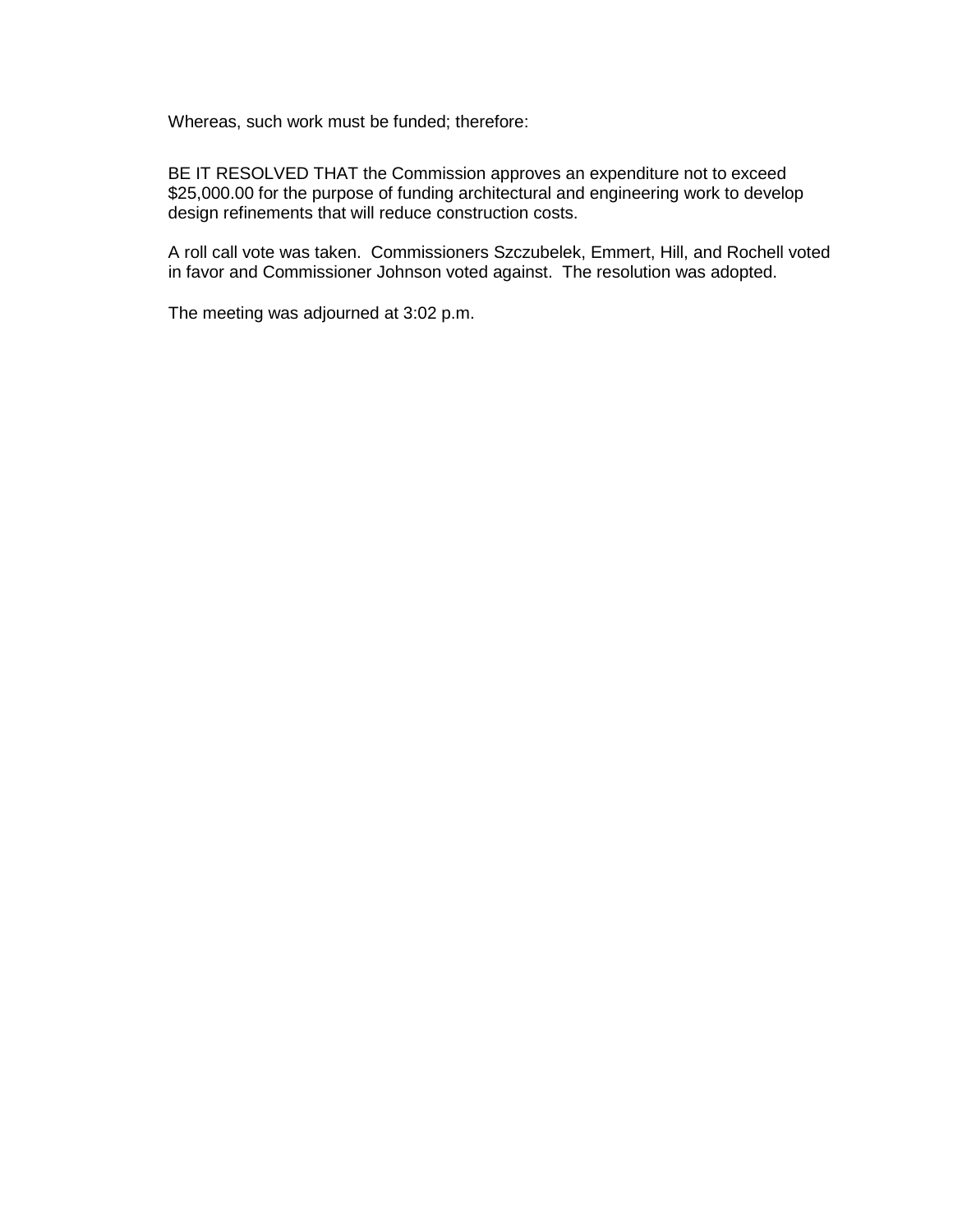Whereas, such work must be funded; therefore:

BE IT RESOLVED THAT the Commission approves an expenditure not to exceed $25,000.00 for the purpose of funding architectural and engineering work to develop design refinements that will reduce construction costs.

A roll call vote was taken. Commissioners Szczubelek, Emmert, Hill, and Rochell voted in favor and Commissioner Johnson voted against. The resolution was adopted.

The meeting was adjourned at 3:02 p.m.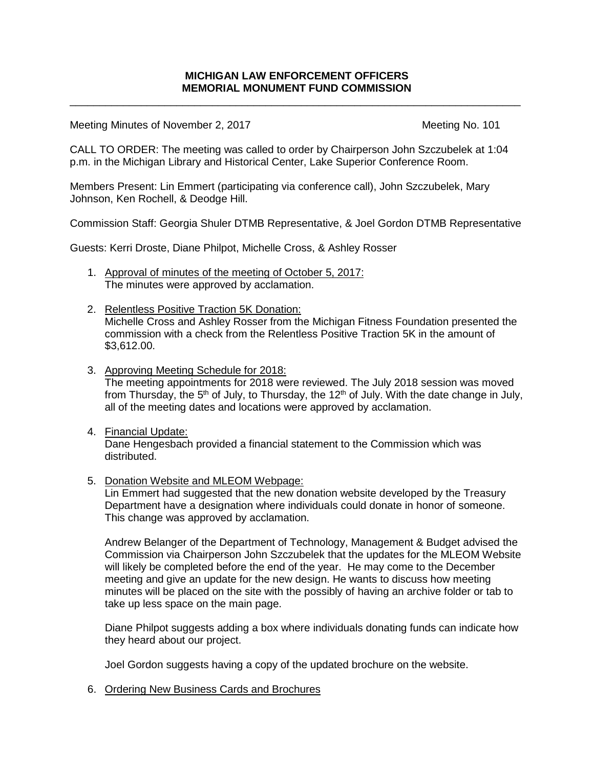**MICHIGAN LAW ENFORCEMENT OFFICERS**
**MEMORIAL MONUMENT FUND COMMISSION**

---

Meeting Minutes of November 2, 2017 Meeting No. 101

CALL TO ORDER: The meeting was called to order by Chairperson John Szczubelek at 1:04 p.m. in the Michigan Library and Historical Center, Lake Superior Conference Room.

Members Present: Lin Emmert (participating via conference call), John Szczubelek, Mary Johnson, Ken Rochell, & Deodge Hill.

Commission Staff: Georgia Shuler DTMB Representative, & Joel Gordon DTMB Representative

Guests: Kerri Droste, Diane Philpot, Michelle Cross, & Ashley Rosser

1. Approval of minutes of the meeting of October 5, 2017:
   The minutes were approved by acclamation.

2. Relentless Positive Traction 5K Donation:
   Michelle Cross and Ashley Rosser from the Michigan Fitness Foundation presented the commission with a check from the Relentless Positive Traction 5K in the amount of $3,612.00.

3. Approving Meeting Schedule for 2018:
   The meeting appointments for 2018 were reviewed. The July 2018 session was moved from Thursday, the 5th of July, to Thursday, the 12th of July. With the date change in July, all of the meeting dates and locations were approved by acclamation.

4. Financial Update:
   Dane Hengesbach provided a financial statement to the Commission which was distributed.

5. Donation Website and MLEOM Webpage:
   Lin Emmert had suggested that the new donation website developed by the Treasury Department have a designation where individuals could donate in honor of someone. This change was approved by acclamation.

   Andrew Belanger of the Department of Technology, Management & Budget advised the Commission via Chairperson John Szczubelek that the updates for the MLEOM Website will likely be completed before the end of the year. He may come to the December meeting and give an update for the new design. He wants to discuss how meeting minutes will be placed on the site with the possibly of having an archive folder or tab to take up less space on the main page.

   Diane Philpot suggests adding a box where individuals donating funds can indicate how they heard about our project.

   Joel Gordon suggests having a copy of the updated brochure on the website.

6. Ordering New Business Cards and Brochures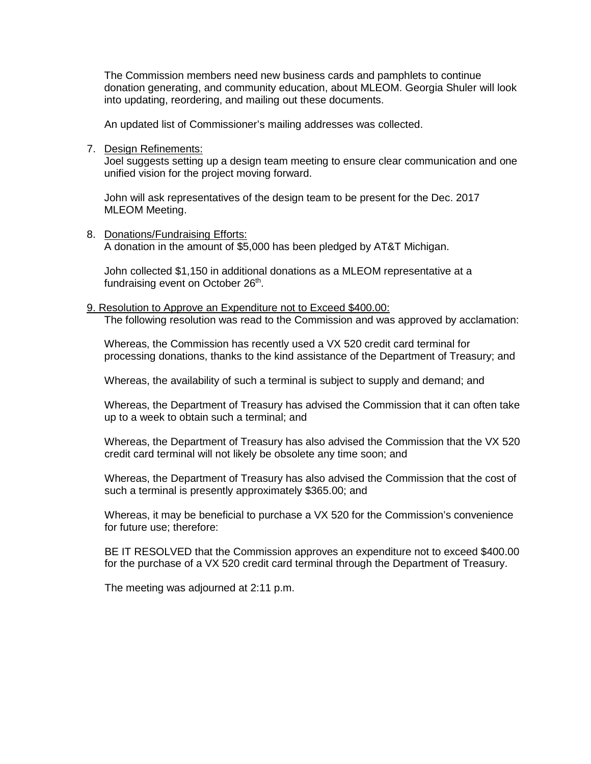The Commission members need new business cards and pamphlets to continue donation generating, and community education, about MLEOM. Georgia Shuler will look into updating, reordering, and mailing out these documents.

An updated list of Commissioner's mailing addresses was collected.

7. <u>Design Refinements:</u>
   Joel suggests setting up a design team meeting to ensure clear communication and one unified vision for the project moving forward.

   John will ask representatives of the design team to be present for the Dec. 2017 MLEOM Meeting.

8. <u>Donations/Fundraising Efforts:</u>
   A donation in the amount of $5,000 has been pledged by AT&T Michigan.

   John collected $1,150 in additional donations as a MLEOM representative at a fundraising event on October 26th.

<u>9. Resolution to Approve an Expenditure not to Exceed $400.00:</u>

The following resolution was read to the Commission and was approved by acclamation:

Whereas, the Commission has recently used a VX 520 credit card terminal for processing donations, thanks to the kind assistance of the Department of Treasury; and

Whereas, the availability of such a terminal is subject to supply and demand; and

Whereas, the Department of Treasury has advised the Commission that it can often take up to a week to obtain such a terminal; and

Whereas, the Department of Treasury has also advised the Commission that the VX 520 credit card terminal will not likely be obsolete any time soon; and

Whereas, the Department of Treasury has also advised the Commission that the cost of such a terminal is presently approximately $365.00; and

Whereas, it may be beneficial to purchase a VX 520 for the Commission's convenience for future use; therefore:

BE IT RESOLVED that the Commission approves an expenditure not to exceed $400.00 for the purchase of a VX 520 credit card terminal through the Department of Treasury.

The meeting was adjourned at 2:11 p.m.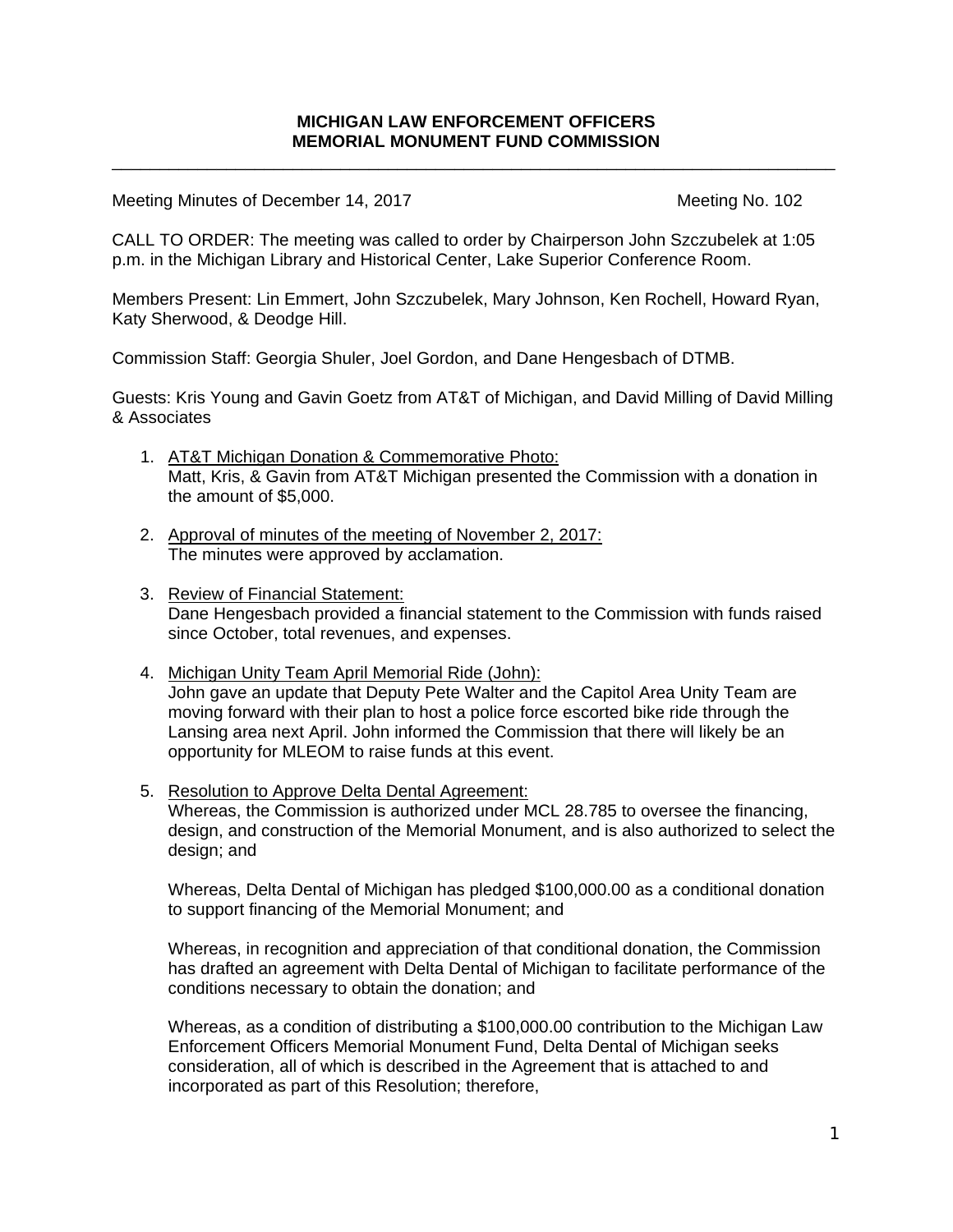**MICHIGAN LAW ENFORCEMENT OFFICERS**
**MEMORIAL MONUMENT FUND COMMISSION**

---

Meeting Minutes of December 14, 2017 Meeting No. 102

CALL TO ORDER: The meeting was called to order by Chairperson John Szczubelek at 1:05 p.m. in the Michigan Library and Historical Center, Lake Superior Conference Room.

Members Present: Lin Emmert, John Szczubelek, Mary Johnson, Ken Rochell, Howard Ryan, Katy Sherwood, & Deodge Hill.

Commission Staff: Georgia Shuler, Joel Gordon, and Dane Hengesbach of DTMB.

Guests: Kris Young and Gavin Goetz from AT&T of Michigan, and David Milling of David Milling & Associates

1. AT&T Michigan Donation & Commemorative Photo:
   Matt, Kris, & Gavin from AT&T Michigan presented the Commission with a donation in the amount of $5,000.

2. Approval of minutes of the meeting of November 2, 2017:
   The minutes were approved by acclamation.

3. Review of Financial Statement:
   Dane Hengesbach provided a financial statement to the Commission with funds raised since October, total revenues, and expenses.

4. Michigan Unity Team April Memorial Ride (John):
   John gave an update that Deputy Pete Walter and the Capitol Area Unity Team are moving forward with their plan to host a police force escorted bike ride through the Lansing area next April. John informed the Commission that there will likely be an opportunity for MLEOM to raise funds at this event.

5. Resolution to Approve Delta Dental Agreement:
   Whereas, the Commission is authorized under MCL 28.785 to oversee the financing, design, and construction of the Memorial Monument, and is also authorized to select the design; and

   Whereas, Delta Dental of Michigan has pledged $100,000.00 as a conditional donation to support financing of the Memorial Monument; and

   Whereas, in recognition and appreciation of that conditional donation, the Commission has drafted an agreement with Delta Dental of Michigan to facilitate performance of the conditions necessary to obtain the donation; and

   Whereas, as a condition of distributing a $100,000.00 contribution to the Michigan Law Enforcement Officers Memorial Monument Fund, Delta Dental of Michigan seeks consideration, all of which is described in the Agreement that is attached to and incorporated as part of this Resolution; therefore,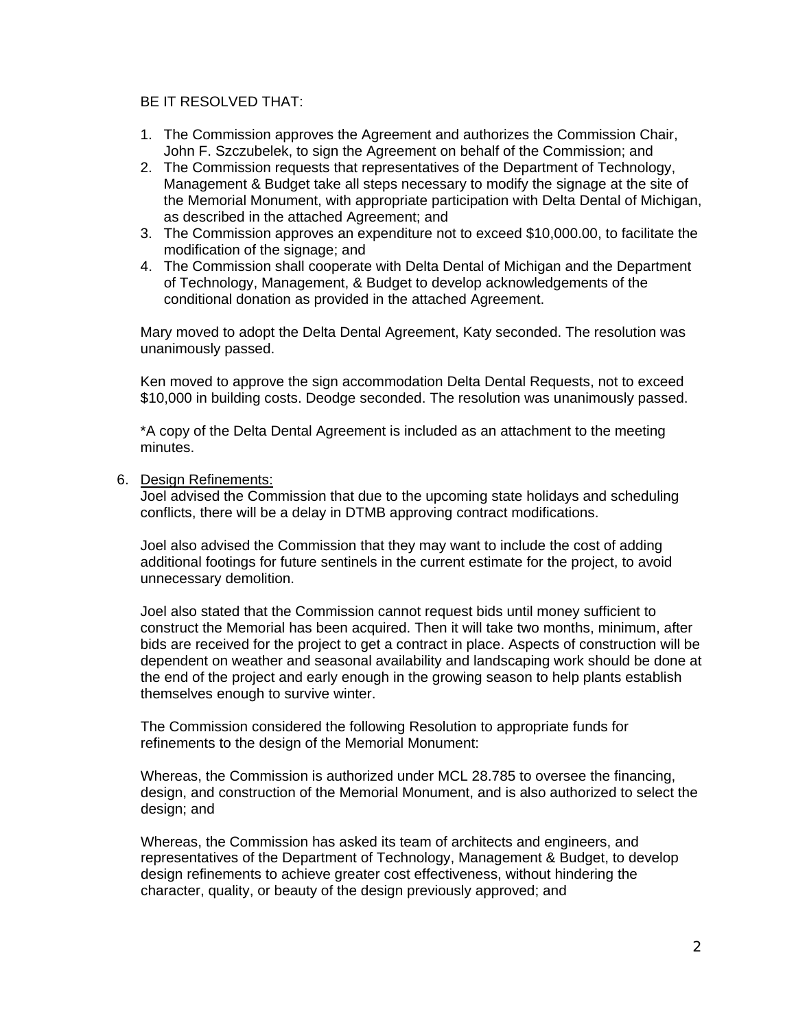BE IT RESOLVED THAT:

1. The Commission approves the Agreement and authorizes the Commission Chair, John F. Szczubelek, to sign the Agreement on behalf of the Commission; and
2. The Commission requests that representatives of the Department of Technology, Management & Budget take all steps necessary to modify the signage at the site of the Memorial Monument, with appropriate participation with Delta Dental of Michigan, as described in the attached Agreement; and
3. The Commission approves an expenditure not to exceed $10,000.00, to facilitate the modification of the signage; and
4. The Commission shall cooperate with Delta Dental of Michigan and the Department of Technology, Management, & Budget to develop acknowledgements of the conditional donation as provided in the attached Agreement.

Mary moved to adopt the Delta Dental Agreement, Katy seconded. The resolution was unanimously passed.

Ken moved to approve the sign accommodation Delta Dental Requests, not to exceed $10,000 in building costs. Deodge seconded. The resolution was unanimously passed.

*A copy of the Delta Dental Agreement is included as an attachment to the meeting minutes.

6. Design Refinements:
   Joel advised the Commission that due to the upcoming state holidays and scheduling conflicts, there will be a delay in DTMB approving contract modifications.

   Joel also advised the Commission that they may want to include the cost of adding additional footings for future sentinels in the current estimate for the project, to avoid unnecessary demolition.

   Joel also stated that the Commission cannot request bids until money sufficient to construct the Memorial has been acquired. Then it will take two months, minimum, after bids are received for the project to get a contract in place. Aspects of construction will be dependent on weather and seasonal availability and landscaping work should be done at the end of the project and early enough in the growing season to help plants establish themselves enough to survive winter.

   The Commission considered the following Resolution to appropriate funds for refinements to the design of the Memorial Monument:

   Whereas, the Commission is authorized under MCL 28.785 to oversee the financing, design, and construction of the Memorial Monument, and is also authorized to select the design; and

   Whereas, the Commission has asked its team of architects and engineers, and representatives of the Department of Technology, Management & Budget, to develop design refinements to achieve greater cost effectiveness, without hindering the character, quality, or beauty of the design previously approved; and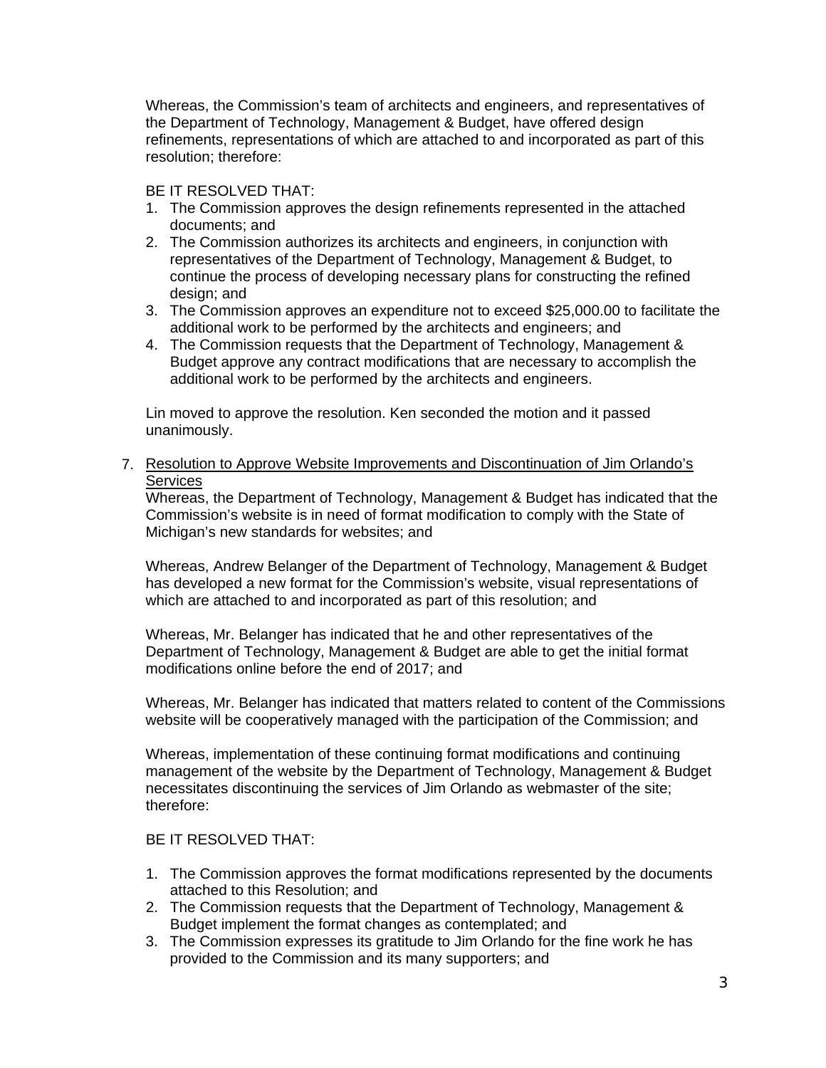Whereas, the Commission's team of architects and engineers, and representatives of the Department of Technology, Management & Budget, have offered design refinements, representations of which are attached to and incorporated as part of this resolution; therefore:

BE IT RESOLVED THAT:

1. The Commission approves the design refinements represented in the attached documents; and
2. The Commission authorizes its architects and engineers, in conjunction with representatives of the Department of Technology, Management & Budget, to continue the process of developing necessary plans for constructing the refined design; and
3. The Commission approves an expenditure not to exceed $25,000.00 to facilitate the additional work to be performed by the architects and engineers; and
4. The Commission requests that the Department of Technology, Management & Budget approve any contract modifications that are necessary to accomplish the additional work to be performed by the architects and engineers.

Lin moved to approve the resolution. Ken seconded the motion and it passed unanimously.

7. <u>Resolution to Approve Website Improvements and Discontinuation of Jim Orlando's Services</u>

Whereas, the Department of Technology, Management & Budget has indicated that the Commission's website is in need of format modification to comply with the State of Michigan's new standards for websites; and

Whereas, Andrew Belanger of the Department of Technology, Management & Budget has developed a new format for the Commission's website, visual representations of which are attached to and incorporated as part of this resolution; and

Whereas, Mr. Belanger has indicated that he and other representatives of the Department of Technology, Management & Budget are able to get the initial format modifications online before the end of 2017; and

Whereas, Mr. Belanger has indicated that matters related to content of the Commissions website will be cooperatively managed with the participation of the Commission; and

Whereas, implementation of these continuing format modifications and continuing management of the website by the Department of Technology, Management & Budget necessitates discontinuing the services of Jim Orlando as webmaster of the site; therefore:

BE IT RESOLVED THAT:

1. The Commission approves the format modifications represented by the documents attached to this Resolution; and
2. The Commission requests that the Department of Technology, Management & Budget implement the format changes as contemplated; and
3. The Commission expresses its gratitude to Jim Orlando for the fine work he has provided to the Commission and its many supporters; and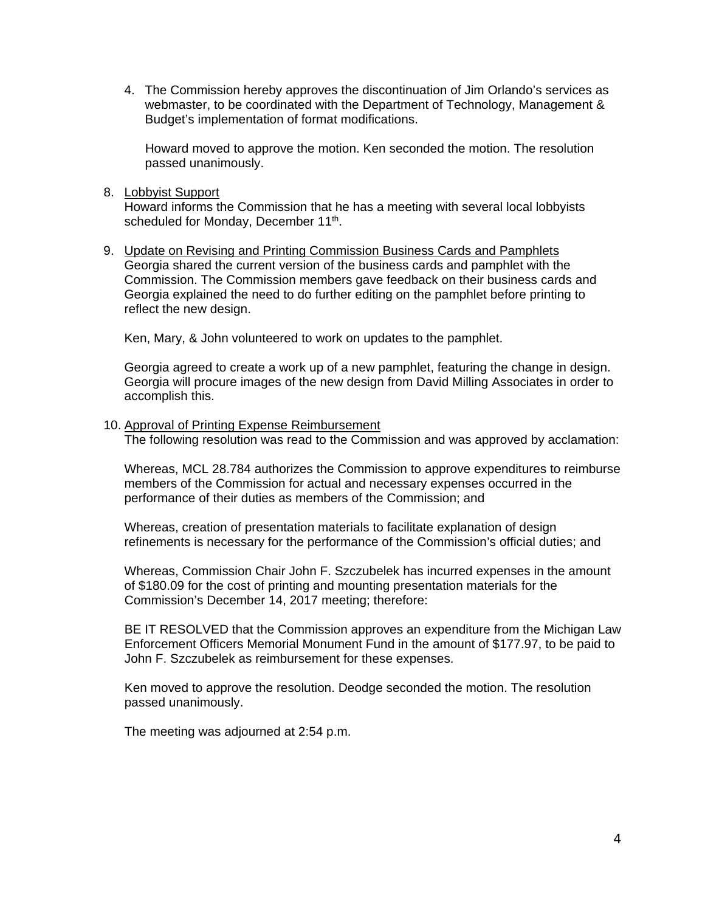4. The Commission hereby approves the discontinuation of Jim Orlando's services as webmaster, to be coordinated with the Department of Technology, Management & Budget's implementation of format modifications.

   Howard moved to approve the motion. Ken seconded the motion. The resolution passed unanimously.

8. Lobbyist Support
   Howard informs the Commission that he has a meeting with several local lobbyists scheduled for Monday, December 11th.

9. Update on Revising and Printing Commission Business Cards and Pamphlets
   Georgia shared the current version of the business cards and pamphlet with the Commission. The Commission members gave feedback on their business cards and Georgia explained the need to do further editing on the pamphlet before printing to reflect the new design.

   Ken, Mary, & John volunteered to work on updates to the pamphlet.

   Georgia agreed to create a work up of a new pamphlet, featuring the change in design. Georgia will procure images of the new design from David Milling Associates in order to accomplish this.

10. Approval of Printing Expense Reimbursement
    The following resolution was read to the Commission and was approved by acclamation:

    Whereas, MCL 28.784 authorizes the Commission to approve expenditures to reimburse members of the Commission for actual and necessary expenses occurred in the performance of their duties as members of the Commission; and

    Whereas, creation of presentation materials to facilitate explanation of design refinements is necessary for the performance of the Commission's official duties; and

    Whereas, Commission Chair John F. Szczubelek has incurred expenses in the amount of $180.09 for the cost of printing and mounting presentation materials for the Commission's December 14, 2017 meeting; therefore:

    BE IT RESOLVED that the Commission approves an expenditure from the Michigan Law Enforcement Officers Memorial Monument Fund in the amount of $177.97, to be paid to John F. Szczubelek as reimbursement for these expenses.

    Ken moved to approve the resolution. Deodge seconded the motion. The resolution passed unanimously.

    The meeting was adjourned at 2:54 p.m.